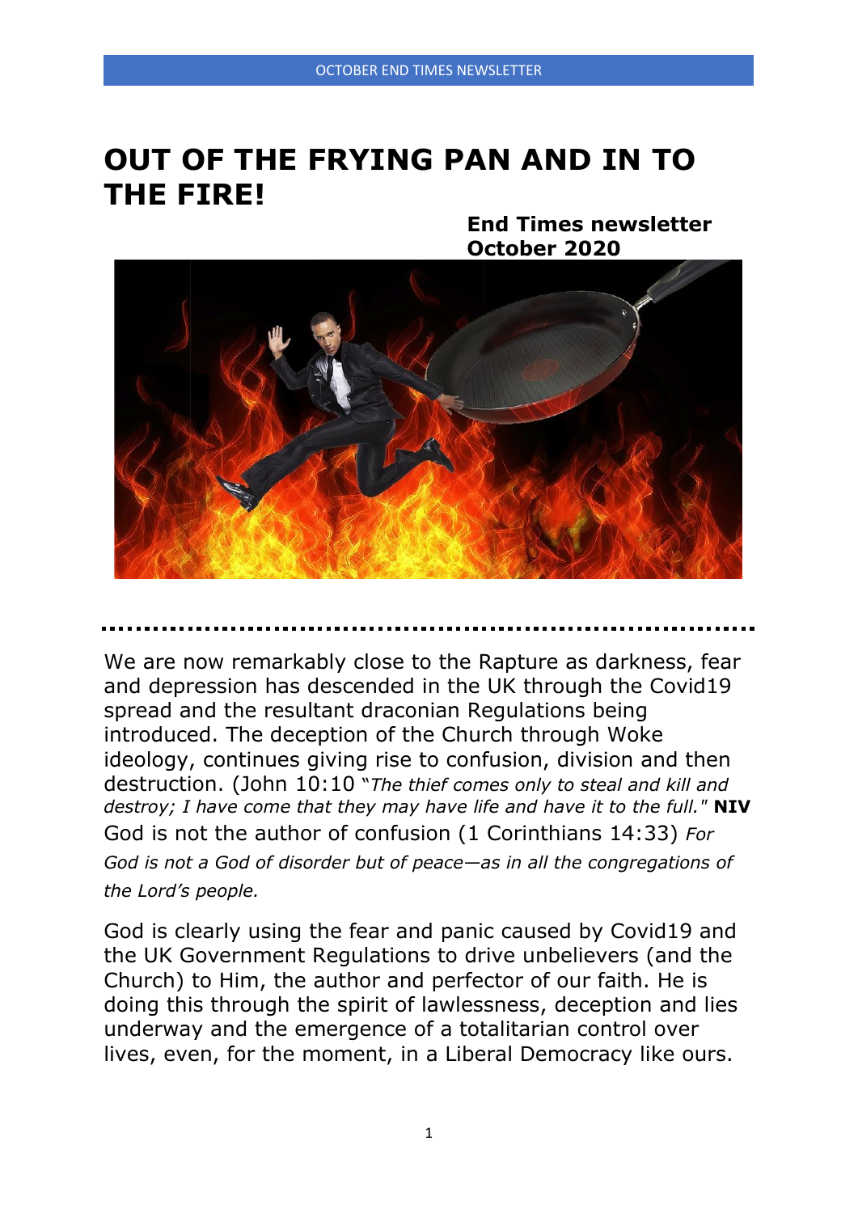# OUT OF THE FRYING PAN AND IN TO THE FIRE!

**End Times newsletter October 2020**

We are now remarkably close to the Rapture as darkness, fear and depression has descended in the UK through the Covid19 spread and the resultant draconian Regulations being introduced. The deception of the Church through Woke ideology, continues giving rise to confusion, division and then destruction. (John 10:10 "*The thief comes only to steal and kill and destroy; I have come that they may have life and have it to the full."* **NIV** God is not the author of confusion (1 Corinthians 14:33) *For God is not a God of disorder but of peace—as in all the congregations of the Lord's people.*

God is clearly using the fear and panic caused by Covid19 and the UK Government Regulations to drive unbelievers (and the Church) to Him, the author and perfector of our faith. He is doing this through the spirit of lawlessness, deception and lies underway and the emergence of a totalitarian control over lives, even, for the moment, in a Liberal Democracy like ours.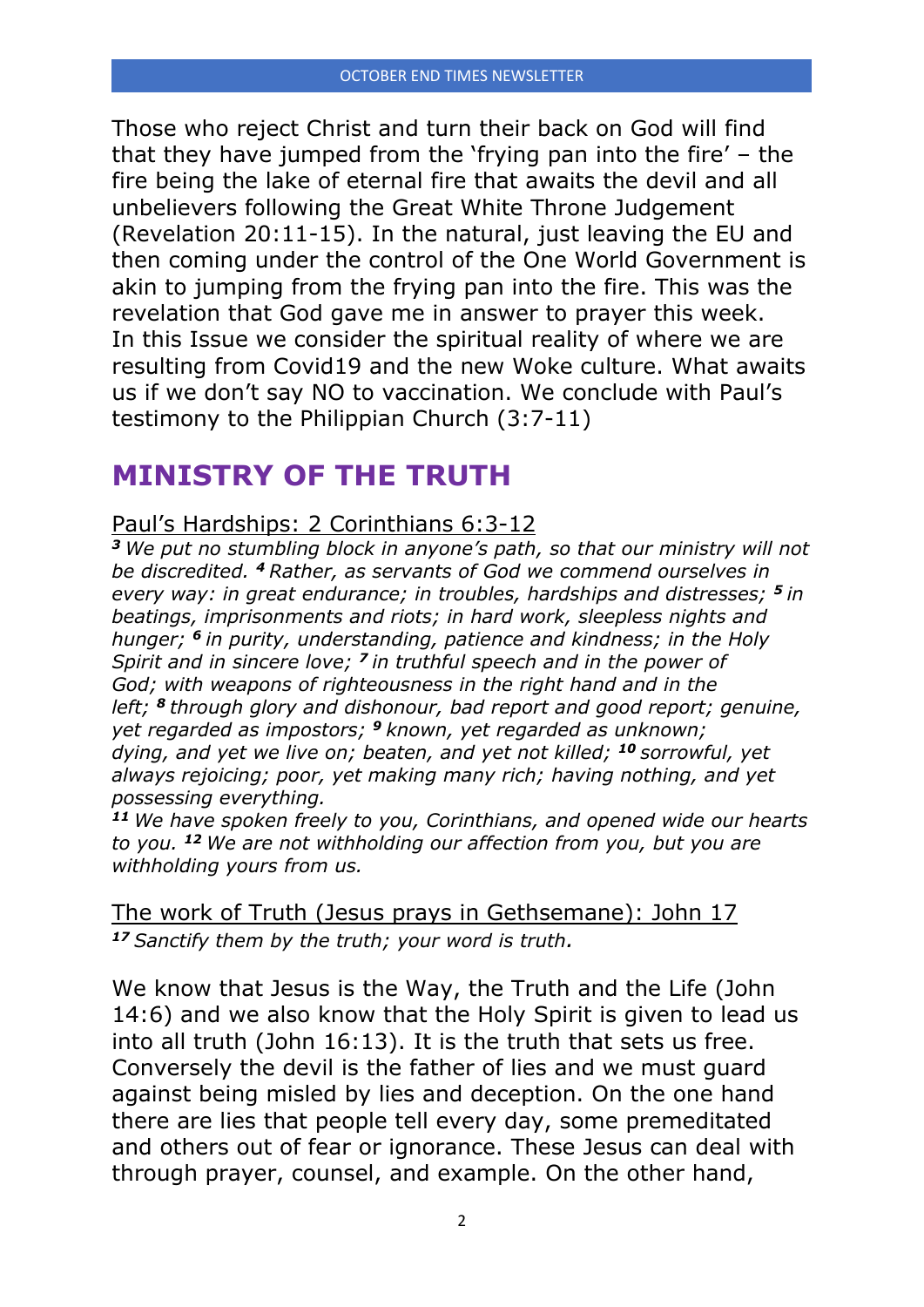Those who reject Christ and turn their back on God will find that they have jumped from the 'frying pan into the fire' – the fire being the lake of eternal fire that awaits the devil and all unbelievers following the Great White Throne Judgement (Revelation 20:11-15). In the natural, just leaving the EU and then coming under the control of the One World Government is akin to jumping from the frying pan into the fire. This was the revelation that God gave me in answer to prayer this week. In this Issue we consider the spiritual reality of where we are resulting from Covid19 and the new Woke culture. What awaits us if we don't say NO to vaccination. We conclude with Paul's testimony to the Philippian Church (3:7-11)

# MINISTRY OF THE TRUTH

Paul's Hardships: 2 Corinthians 6:3-12

***3*** *We put no stumbling block in anyone's path, so that our ministry will not be discredited.* ***4*** *Rather, as servants of God we commend ourselves in every way: in great endurance; in troubles, hardships and distresses;* ***5*** *in beatings, imprisonments and riots; in hard work, sleepless nights and hunger;* ***6*** *in purity, understanding, patience and kindness; in the Holy Spirit and in sincere love;* ***7*** *in truthful speech and in the power of God; with weapons of righteousness in the right hand and in the left;* ***8*** *through glory and dishonour, bad report and good report; genuine, yet regarded as impostors;* ***9*** *known, yet regarded as unknown; dying, and yet we live on; beaten, and yet not killed;* ***10*** *sorrowful, yet always rejoicing; poor, yet making many rich; having nothing, and yet possessing everything.*

***11*** *We have spoken freely to you, Corinthians, and opened wide our hearts to you.* ***12*** *We are not withholding our affection from you, but you are withholding yours from us.*

The work of Truth (Jesus prays in Gethsemane): John 17

***17*** *Sanctify them by the truth; your word is truth.*

We know that Jesus is the Way, the Truth and the Life (John 14:6) and we also know that the Holy Spirit is given to lead us into all truth (John 16:13). It is the truth that sets us free. Conversely the devil is the father of lies and we must guard against being misled by lies and deception. On the one hand there are lies that people tell every day, some premeditated and others out of fear or ignorance. These Jesus can deal with through prayer, counsel, and example. On the other hand,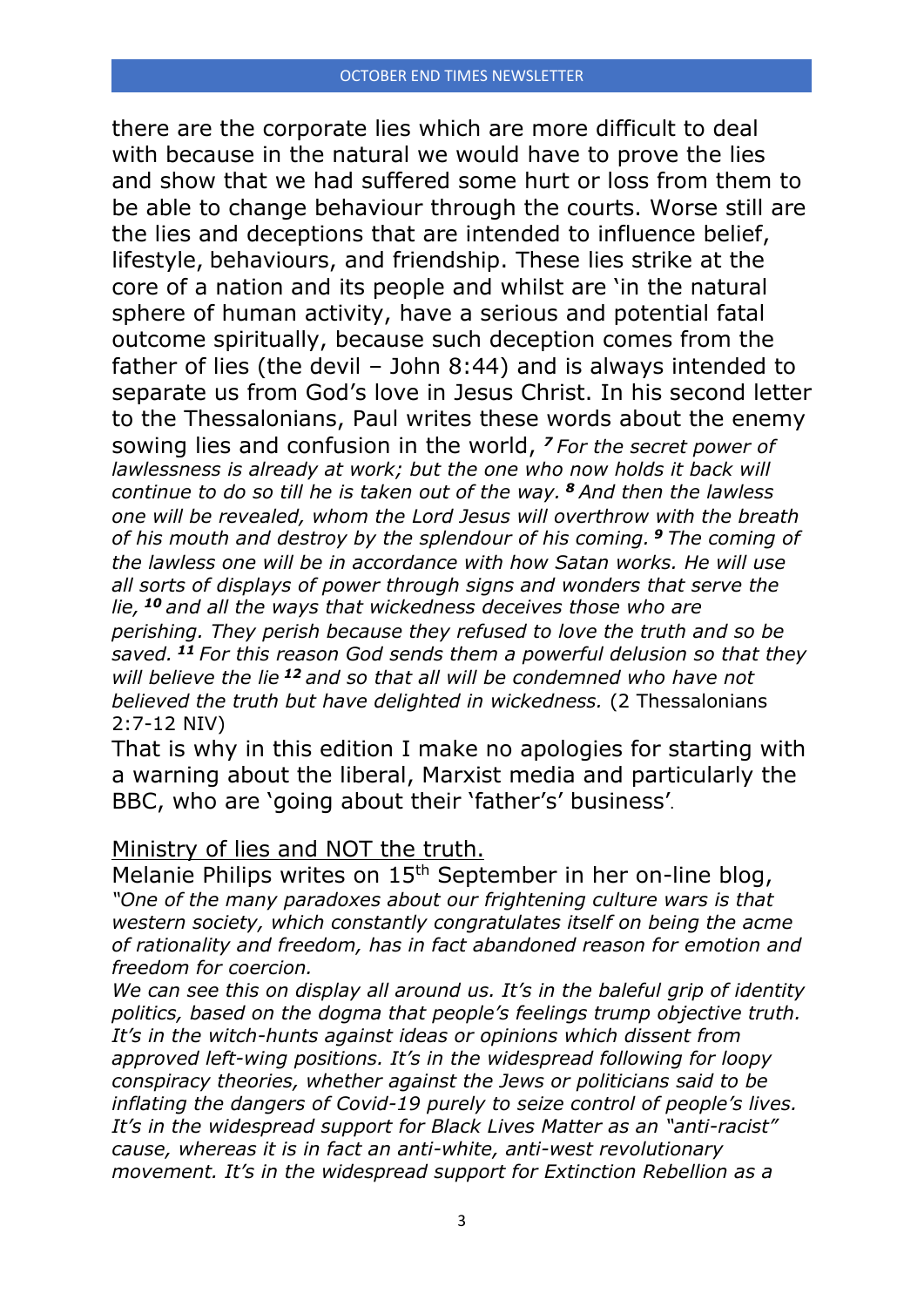there are the corporate lies which are more difficult to deal with because in the natural we would have to prove the lies and show that we had suffered some hurt or loss from them to be able to change behaviour through the courts. Worse still are the lies and deceptions that are intended to influence belief, lifestyle, behaviours, and friendship. These lies strike at the core of a nation and its people and whilst are 'in the natural sphere of human activity, have a serious and potential fatal outcome spiritually, because such deception comes from the father of lies (the devil – John 8:44) and is always intended to separate us from God's love in Jesus Christ. In his second letter to the Thessalonians, Paul writes these words about the enemy sowing lies and confusion in the world, ***7*** *For the secret power of lawlessness is already at work; but the one who now holds it back will continue to do so till he is taken out of the way.* ***8*** *And then the lawless one will be revealed, whom the Lord Jesus will overthrow with the breath of his mouth and destroy by the splendour of his coming.* ***9*** *The coming of the lawless one will be in accordance with how Satan works. He will use all sorts of displays of power through signs and wonders that serve the lie,* ***10*** *and all the ways that wickedness deceives those who are perishing. They perish because they refused to love the truth and so be saved.* ***11*** *For this reason God sends them a powerful delusion so that they will believe the lie* ***12*** *and so that all will be condemned who have not believed the truth but have delighted in wickedness.* (2 Thessalonians 2:7-12 NIV)

That is why in this edition I make no apologies for starting with a warning about the liberal, Marxist media and particularly the BBC, who are 'going about their 'father's' business'.

<u>Ministry of lies and NOT the truth.</u>

Melanie Philips writes on 15th September in her on-line blog, *"One of the many paradoxes about our frightening culture wars is that western society, which constantly congratulates itself on being the acme of rationality and freedom, has in fact abandoned reason for emotion and freedom for coercion.*

*We can see this on display all around us. It's in the baleful grip of identity politics, based on the dogma that people's feelings trump objective truth. It's in the witch-hunts against ideas or opinions which dissent from approved left-wing positions. It's in the widespread following for loopy conspiracy theories, whether against the Jews or politicians said to be inflating the dangers of Covid-19 purely to seize control of people's lives. It's in the widespread support for Black Lives Matter as an "anti-racist" cause, whereas it is in fact an anti-white, anti-west revolutionary movement. It's in the widespread support for Extinction Rebellion as a*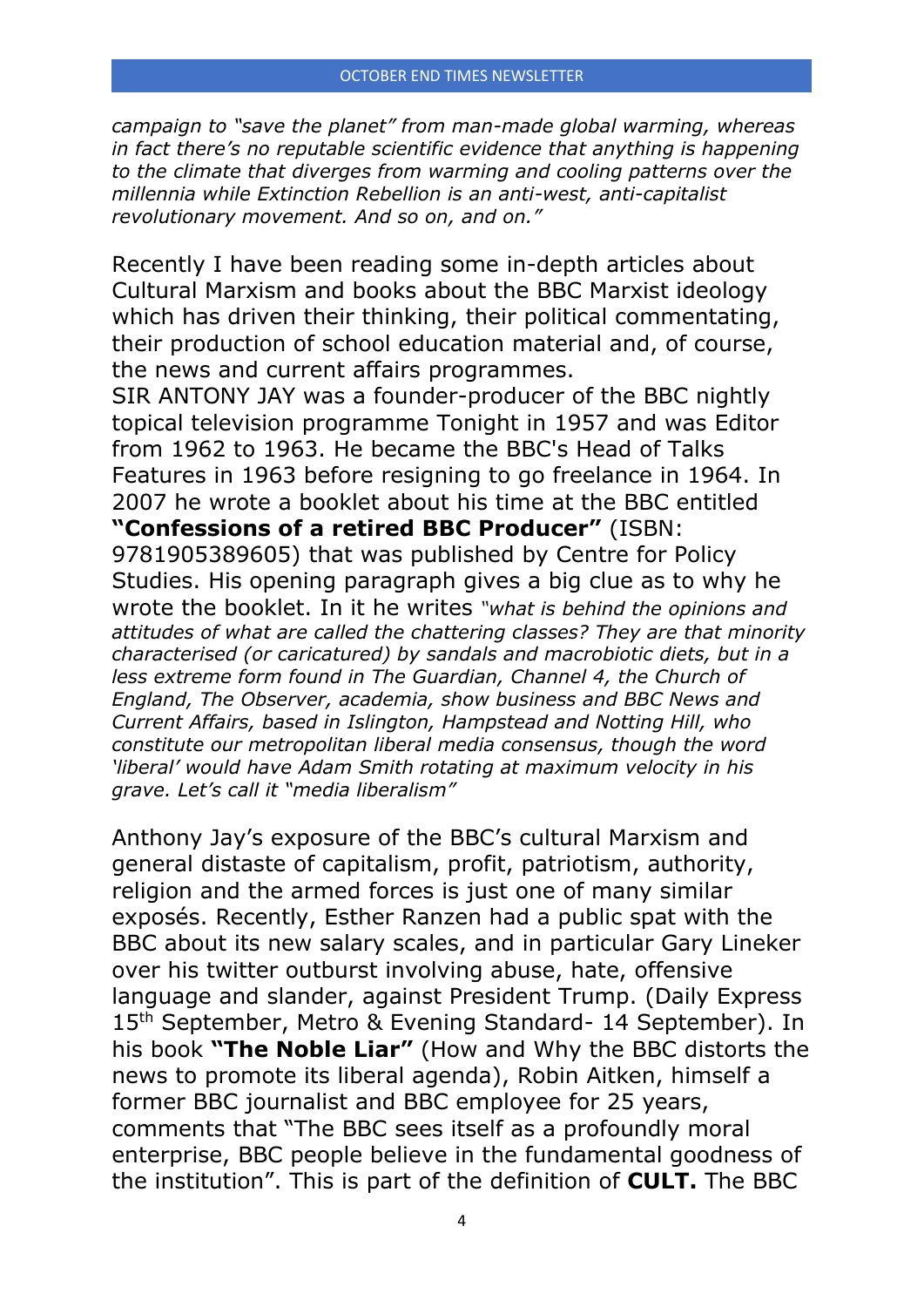*campaign to "save the planet" from man-made global warming, whereas in fact there's no reputable scientific evidence that anything is happening to the climate that diverges from warming and cooling patterns over the millennia while Extinction Rebellion is an anti-west, anti-capitalist revolutionary movement. And so on, and on."*

Recently I have been reading some in-depth articles about Cultural Marxism and books about the BBC Marxist ideology which has driven their thinking, their political commentating, their production of school education material and, of course, the news and current affairs programmes.
SIR ANTONY JAY was a founder-producer of the BBC nightly topical television programme Tonight in 1957 and was Editor from 1962 to 1963. He became the BBC's Head of Talks Features in 1963 before resigning to go freelance in 1964. In 2007 he wrote a booklet about his time at the BBC entitled **"Confessions of a retired BBC Producer"** (ISBN: 9781905389605) that was published by Centre for Policy Studies. His opening paragraph gives a big clue as to why he wrote the booklet. In it he writes *"what is behind the opinions and attitudes of what are called the chattering classes? They are that minority characterised (or caricatured) by sandals and macrobiotic diets, but in a less extreme form found in The Guardian, Channel 4, the Church of England, The Observer, academia, show business and BBC News and Current Affairs, based in Islington, Hampstead and Notting Hill, who constitute our metropolitan liberal media consensus, though the word 'liberal' would have Adam Smith rotating at maximum velocity in his grave. Let's call it "media liberalism"*

Anthony Jay's exposure of the BBC's cultural Marxism and general distaste of capitalism, profit, patriotism, authority, religion and the armed forces is just one of many similar exposés. Recently, Esther Ranzen had a public spat with the BBC about its new salary scales, and in particular Gary Lineker over his twitter outburst involving abuse, hate, offensive language and slander, against President Trump. (Daily Express 15th September, Metro & Evening Standard- 14 September). In his book **"The Noble Liar"** (How and Why the BBC distorts the news to promote its liberal agenda), Robin Aitken, himself a former BBC journalist and BBC employee for 25 years, comments that "The BBC sees itself as a profoundly moral enterprise, BBC people believe in the fundamental goodness of the institution". This is part of the definition of **CULT.** The BBC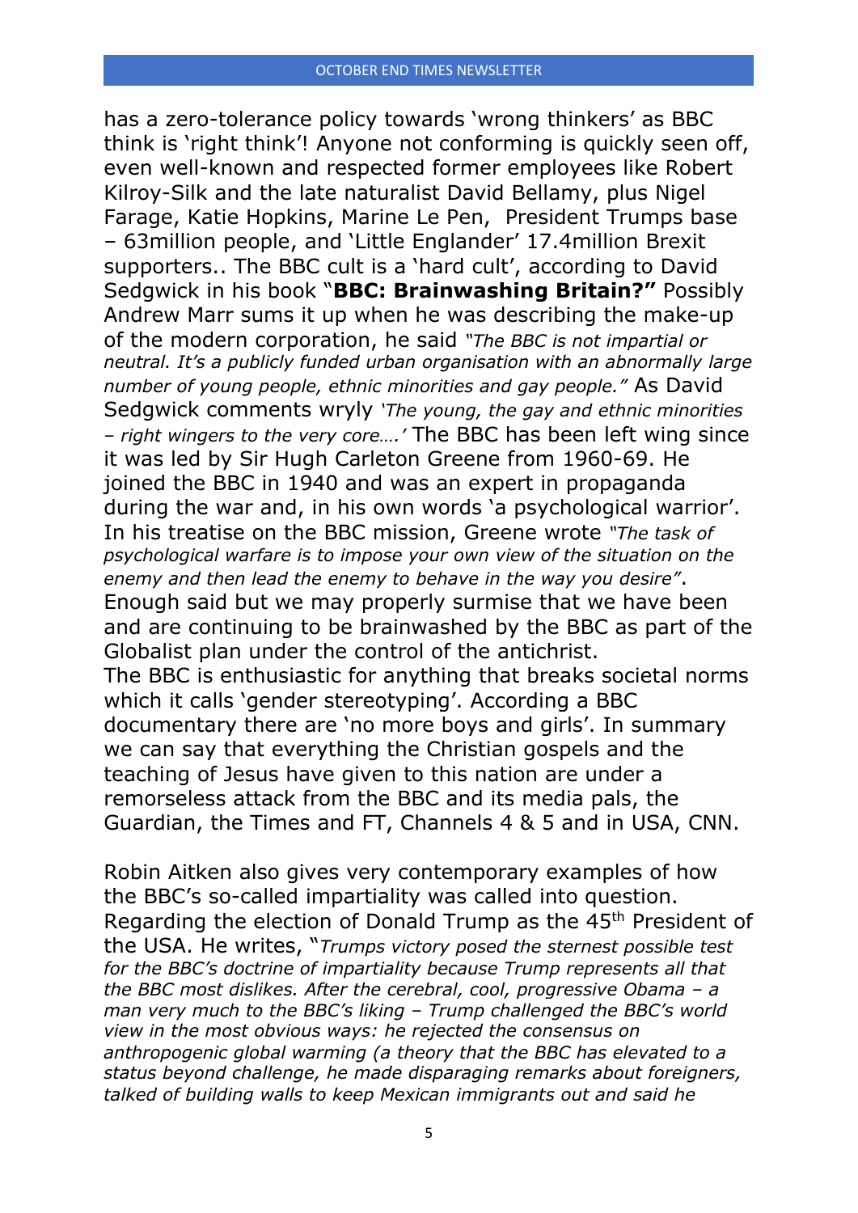has a zero-tolerance policy towards 'wrong thinkers' as BBC think is 'right think'! Anyone not conforming is quickly seen off, even well-known and respected former employees like Robert Kilroy-Silk and the late naturalist David Bellamy, plus Nigel Farage, Katie Hopkins, Marine Le Pen, President Trumps base – 63million people, and 'Little Englander' 17.4million Brexit supporters.. The BBC cult is a 'hard cult', according to David Sedgwick in his book "**BBC: Brainwashing Britain?"** Possibly Andrew Marr sums it up when he was describing the make-up of the modern corporation, he said *"The BBC is not impartial or neutral. It's a publicly funded urban organisation with an abnormally large number of young people, ethnic minorities and gay people."* As David Sedgwick comments wryly *'The young, the gay and ethnic minorities – right wingers to the very core….'* The BBC has been left wing since it was led by Sir Hugh Carleton Greene from 1960-69. He joined the BBC in 1940 and was an expert in propaganda during the war and, in his own words 'a psychological warrior'. In his treatise on the BBC mission, Greene wrote *"The task of psychological warfare is to impose your own view of the situation on the enemy and then lead the enemy to behave in the way you desire"*. Enough said but we may properly surmise that we have been and are continuing to be brainwashed by the BBC as part of the Globalist plan under the control of the antichrist.
The BBC is enthusiastic for anything that breaks societal norms which it calls 'gender stereotyping'. According a BBC documentary there are 'no more boys and girls'. In summary we can say that everything the Christian gospels and the teaching of Jesus have given to this nation are under a remorseless attack from the BBC and its media pals, the Guardian, the Times and FT, Channels 4 & 5 and in USA, CNN.

Robin Aitken also gives very contemporary examples of how the BBC's so-called impartiality was called into question. Regarding the election of Donald Trump as the 45th President of the USA. He writes, "*Trumps victory posed the sternest possible test for the BBC's doctrine of impartiality because Trump represents all that the BBC most dislikes. After the cerebral, cool, progressive Obama – a man very much to the BBC's liking – Trump challenged the BBC's world view in the most obvious ways: he rejected the consensus on anthropogenic global warming (a theory that the BBC has elevated to a status beyond challenge, he made disparaging remarks about foreigners, talked of building walls to keep Mexican immigrants out and said he*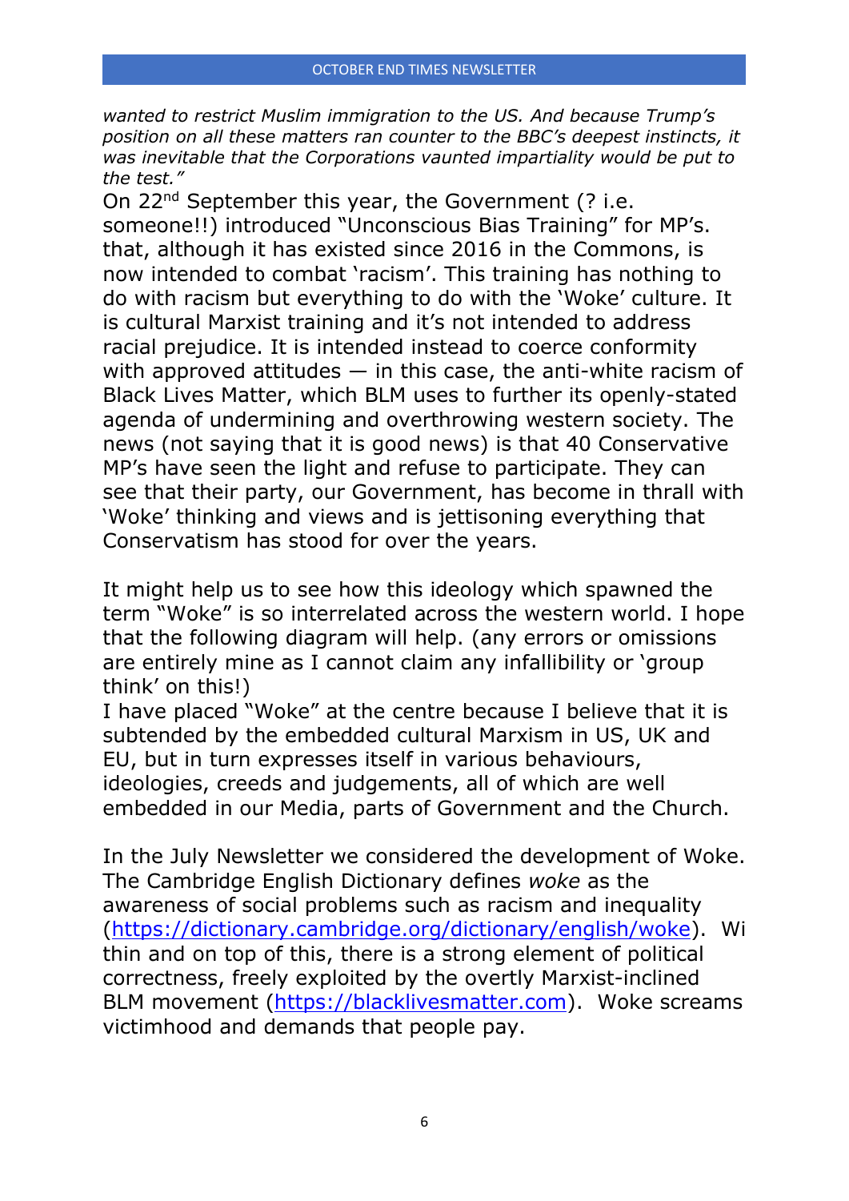*wanted to restrict Muslim immigration to the US. And because Trump's position on all these matters ran counter to the BBC's deepest instincts, it was inevitable that the Corporations vaunted impartiality would be put to the test."*

On 22nd September this year, the Government (? i.e. someone!!) introduced "Unconscious Bias Training" for MP's. that, although it has existed since 2016 in the Commons, is now intended to combat 'racism'. This training has nothing to do with racism but everything to do with the 'Woke' culture. It is cultural Marxist training and it's not intended to address racial prejudice. It is intended instead to coerce conformity with approved attitudes — in this case, the anti-white racism of Black Lives Matter, which BLM uses to further its openly-stated agenda of undermining and overthrowing western society. The news (not saying that it is good news) is that 40 Conservative MP's have seen the light and refuse to participate. They can see that their party, our Government, has become in thrall with 'Woke' thinking and views and is jettisoning everything that Conservatism has stood for over the years.

It might help us to see how this ideology which spawned the term "Woke" is so interrelated across the western world. I hope that the following diagram will help. (any errors or omissions are entirely mine as I cannot claim any infallibility or 'group think' on this!)

I have placed "Woke" at the centre because I believe that it is subtended by the embedded cultural Marxism in US, UK and EU, but in turn expresses itself in various behaviours, ideologies, creeds and judgements, all of which are well embedded in our Media, parts of Government and the Church.

In the July Newsletter we considered the development of Woke. The Cambridge English Dictionary defines *woke* as the awareness of social problems such as racism and inequality (https://dictionary.cambridge.org/dictionary/english/woke). Within and on top of this, there is a strong element of political correctness, freely exploited by the overtly Marxist-inclined BLM movement (https://blacklivesmatter.com). Woke screams victimhood and demands that people pay.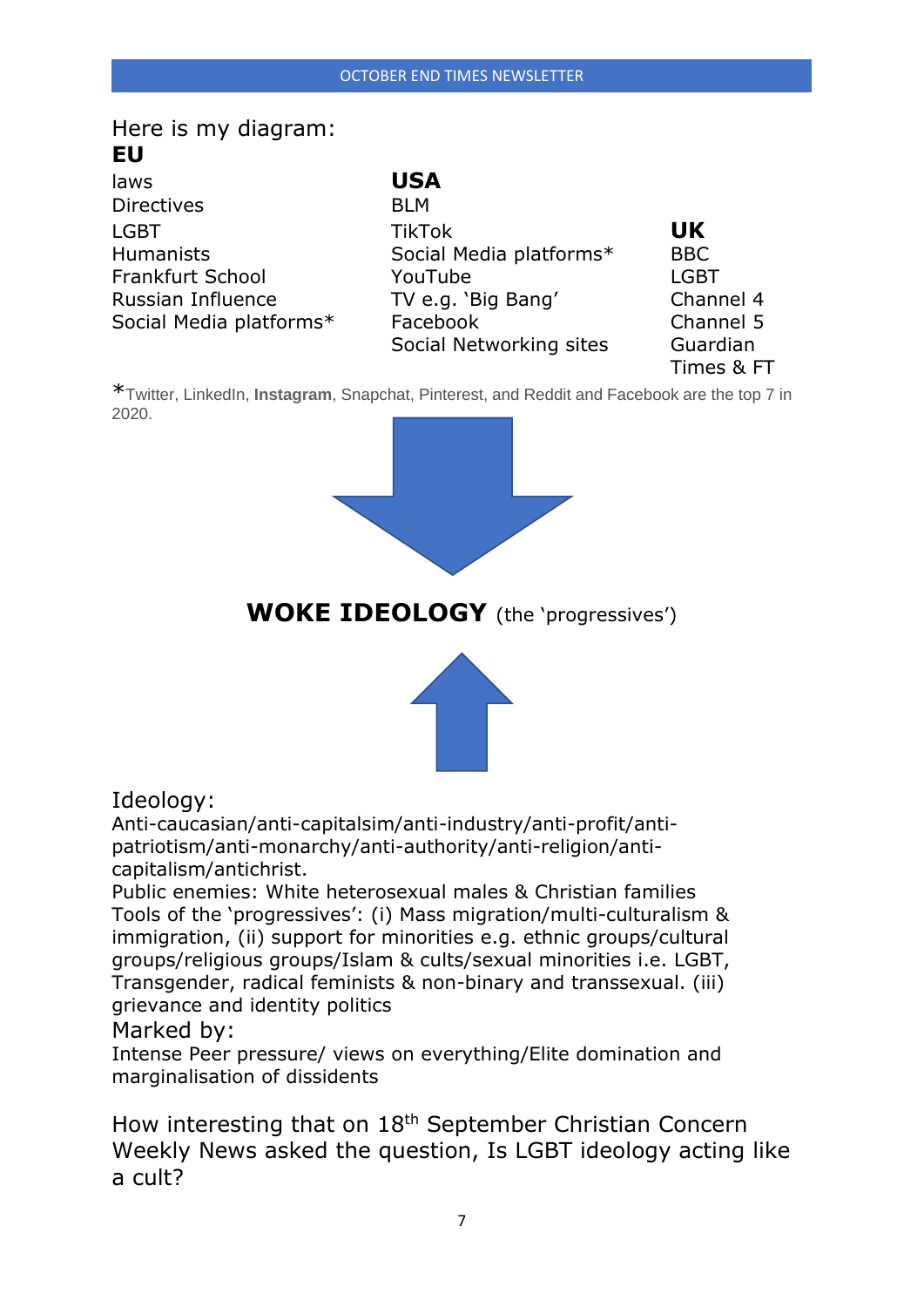Here is my diagram:

| **EU** | **USA** | **UK** |
| --- | --- | --- |
| laws | BLM | BBC |
| Directives | TikTok | LGBT |
| LGBT | Social Media platforms* | Channel 4 |
| Humanists | YouTube | Channel 5 |
| Frankfurt School | TV e.g. 'Big Bang' | Guardian |
| Russian Influence | Facebook | Times & FT |
| Social Media platforms* | Social Networking sites | |

*Twitter, LinkedIn, **Instagram**, Snapchat, Pinterest, and Reddit and Facebook are the top 7 in 2020.

↓

**WOKE IDEOLOGY** (the 'progressives')

↑

Ideology:

Anti-caucasian/anti-capitalsim/anti-industry/anti-profit/anti-patriotism/anti-monarchy/anti-authority/anti-religion/anti-capitalism/antichrist.

Public enemies: White heterosexual males & Christian families

Tools of the 'progressives': (i) Mass migration/multi-culturalism & immigration, (ii) support for minorities e.g. ethnic groups/cultural groups/religious groups/Islam & cults/sexual minorities i.e. LGBT, Transgender, radical feminists & non-binary and transsexual. (iii) grievance and identity politics

Marked by:

Intense Peer pressure/ views on everything/Elite domination and marginalisation of dissidents

How interesting that on 18th September Christian Concern Weekly News asked the question, Is LGBT ideology acting like a cult?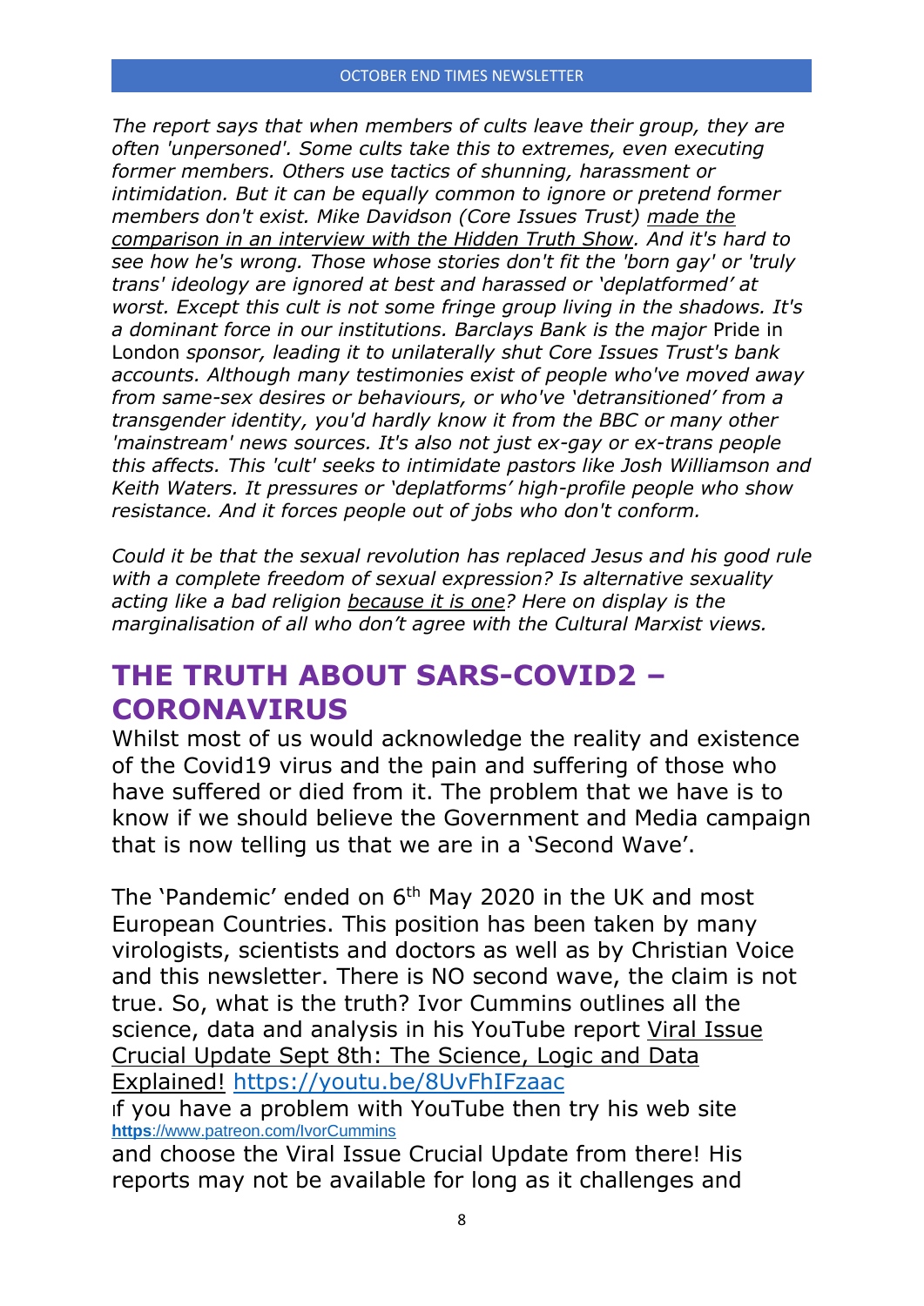*The report says that when members of cults leave their group, they are often 'unpersoned'. Some cults take this to extremes, even executing former members. Others use tactics of shunning, harassment or intimidation. But it can be equally common to ignore or pretend former members don't exist. Mike Davidson (Core Issues Trust) made the comparison in an interview with the Hidden Truth Show. And it's hard to see how he's wrong. Those whose stories don't fit the 'born gay' or 'truly trans' ideology are ignored at best and harassed or 'deplatformed' at worst. Except this cult is not some fringe group living in the shadows. It's a dominant force in our institutions. Barclays Bank is the major* Pride in London *sponsor, leading it to unilaterally shut Core Issues Trust's bank accounts. Although many testimonies exist of people who've moved away from same-sex desires or behaviours, or who've 'detransitioned' from a transgender identity, you'd hardly know it from the BBC or many other 'mainstream' news sources. It's also not just ex-gay or ex-trans people this affects. This 'cult' seeks to intimidate pastors like Josh Williamson and Keith Waters. It pressures or 'deplatforms' high-profile people who show resistance. And it forces people out of jobs who don't conform.*

*Could it be that the sexual revolution has replaced Jesus and his good rule with a complete freedom of sexual expression? Is alternative sexuality acting like a bad religion because it is one? Here on display is the marginalisation of all who don't agree with the Cultural Marxist views.*

## THE TRUTH ABOUT SARS-COVID2 – CORONAVIRUS

Whilst most of us would acknowledge the reality and existence of the Covid19 virus and the pain and suffering of those who have suffered or died from it. The problem that we have is to know if we should believe the Government and Media campaign that is now telling us that we are in a 'Second Wave'.

The 'Pandemic' ended on 6th May 2020 in the UK and most European Countries. This position has been taken by many virologists, scientists and doctors as well as by Christian Voice and this newsletter. There is NO second wave, the claim is not true. So, what is the truth? Ivor Cummins outlines all the science, data and analysis in his YouTube report Viral Issue Crucial Update Sept 8th: The Science, Logic and Data Explained! https://youtu.be/8UvFhIFzaac

If you have a problem with YouTube then try his web site **https**://www.patreon.com/IvorCummins

and choose the Viral Issue Crucial Update from there! His reports may not be available for long as it challenges and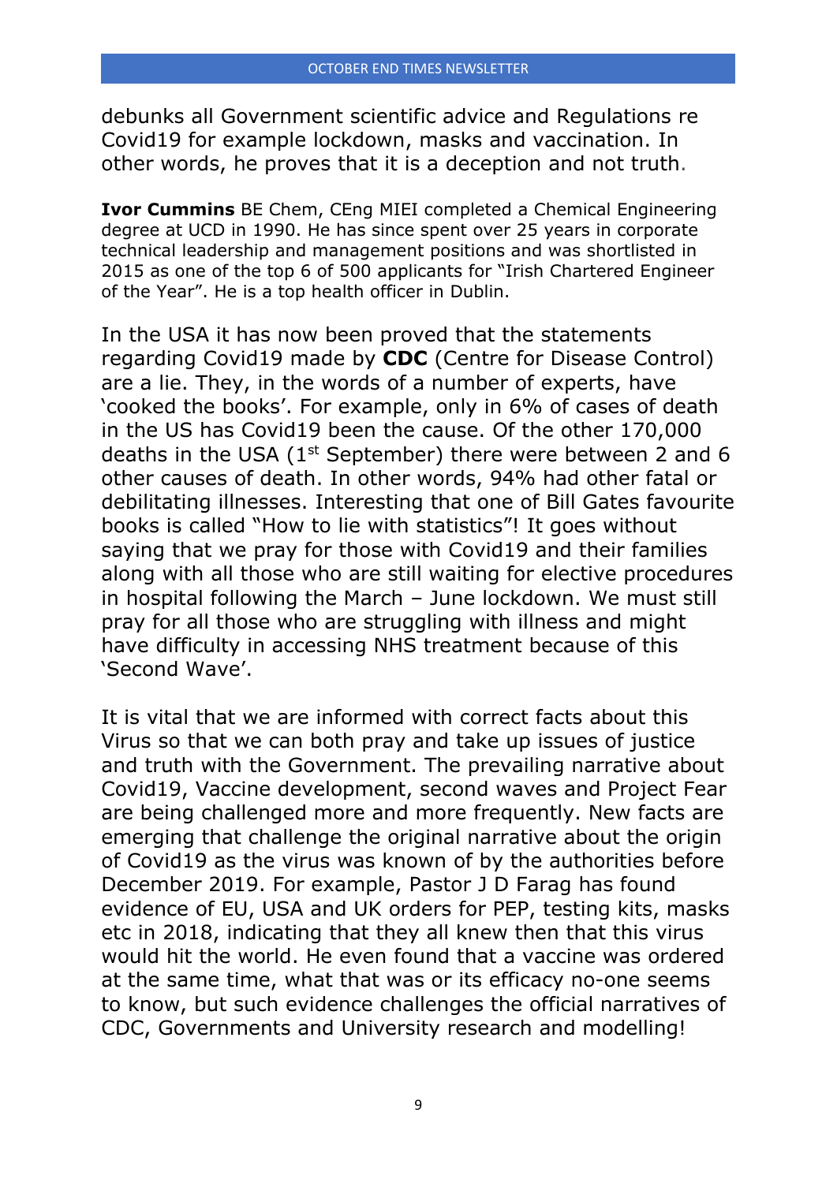debunks all Government scientific advice and Regulations re Covid19 for example lockdown, masks and vaccination. In other words, he proves that it is a deception and not truth.

**Ivor Cummins** BE Chem, CEng MIEI completed a Chemical Engineering degree at UCD in 1990. He has since spent over 25 years in corporate technical leadership and management positions and was shortlisted in 2015 as one of the top 6 of 500 applicants for "Irish Chartered Engineer of the Year". He is a top health officer in Dublin.

In the USA it has now been proved that the statements regarding Covid19 made by **CDC** (Centre for Disease Control) are a lie. They, in the words of a number of experts, have 'cooked the books'. For example, only in 6% of cases of death in the US has Covid19 been the cause. Of the other 170,000 deaths in the USA (1st September) there were between 2 and 6 other causes of death. In other words, 94% had other fatal or debilitating illnesses. Interesting that one of Bill Gates favourite books is called "How to lie with statistics"! It goes without saying that we pray for those with Covid19 and their families along with all those who are still waiting for elective procedures in hospital following the March – June lockdown. We must still pray for all those who are struggling with illness and might have difficulty in accessing NHS treatment because of this 'Second Wave'.

It is vital that we are informed with correct facts about this Virus so that we can both pray and take up issues of justice and truth with the Government. The prevailing narrative about Covid19, Vaccine development, second waves and Project Fear are being challenged more and more frequently. New facts are emerging that challenge the original narrative about the origin of Covid19 as the virus was known of by the authorities before December 2019. For example, Pastor J D Farag has found evidence of EU, USA and UK orders for PEP, testing kits, masks etc in 2018, indicating that they all knew then that this virus would hit the world. He even found that a vaccine was ordered at the same time, what that was or its efficacy no-one seems to know, but such evidence challenges the official narratives of CDC, Governments and University research and modelling!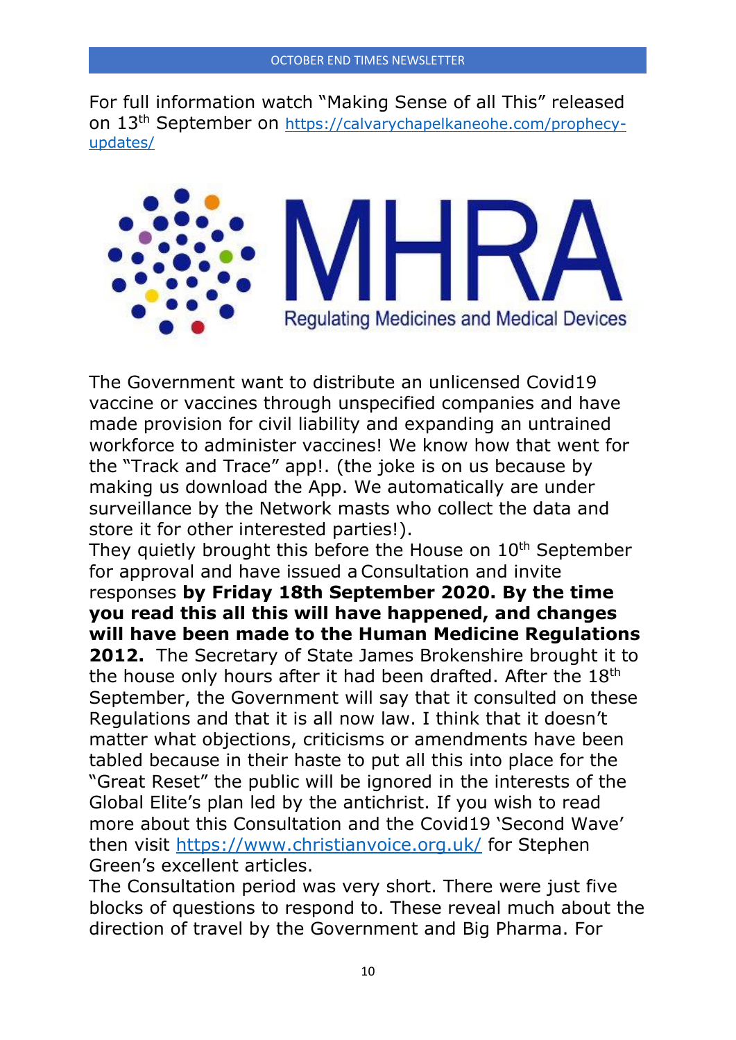For full information watch "Making Sense of all This" released on 13th September on https://calvarychapelkaneohe.com/prophecy-updates/

The Government want to distribute an unlicensed Covid19 vaccine or vaccines through unspecified companies and have made provision for civil liability and expanding an untrained workforce to administer vaccines! We know how that went for the "Track and Trace" app!. (the joke is on us because by making us download the App. We automatically are under surveillance by the Network masts who collect the data and store it for other interested parties!).

They quietly brought this before the House on 10th September for approval and have issued a Consultation and invite responses **by Friday 18th September 2020. By the time you read this all this will have happened, and changes will have been made to the Human Medicine Regulations 2012.** The Secretary of State James Brokenshire brought it to the house only hours after it had been drafted. After the 18th September, the Government will say that it consulted on these Regulations and that it is all now law. I think that it doesn't matter what objections, criticisms or amendments have been tabled because in their haste to put all this into place for the "Great Reset" the public will be ignored in the interests of the Global Elite's plan led by the antichrist. If you wish to read more about this Consultation and the Covid19 'Second Wave' then visit https://www.christianvoice.org.uk/ for Stephen Green's excellent articles.

The Consultation period was very short. There were just five blocks of questions to respond to. These reveal much about the direction of travel by the Government and Big Pharma. For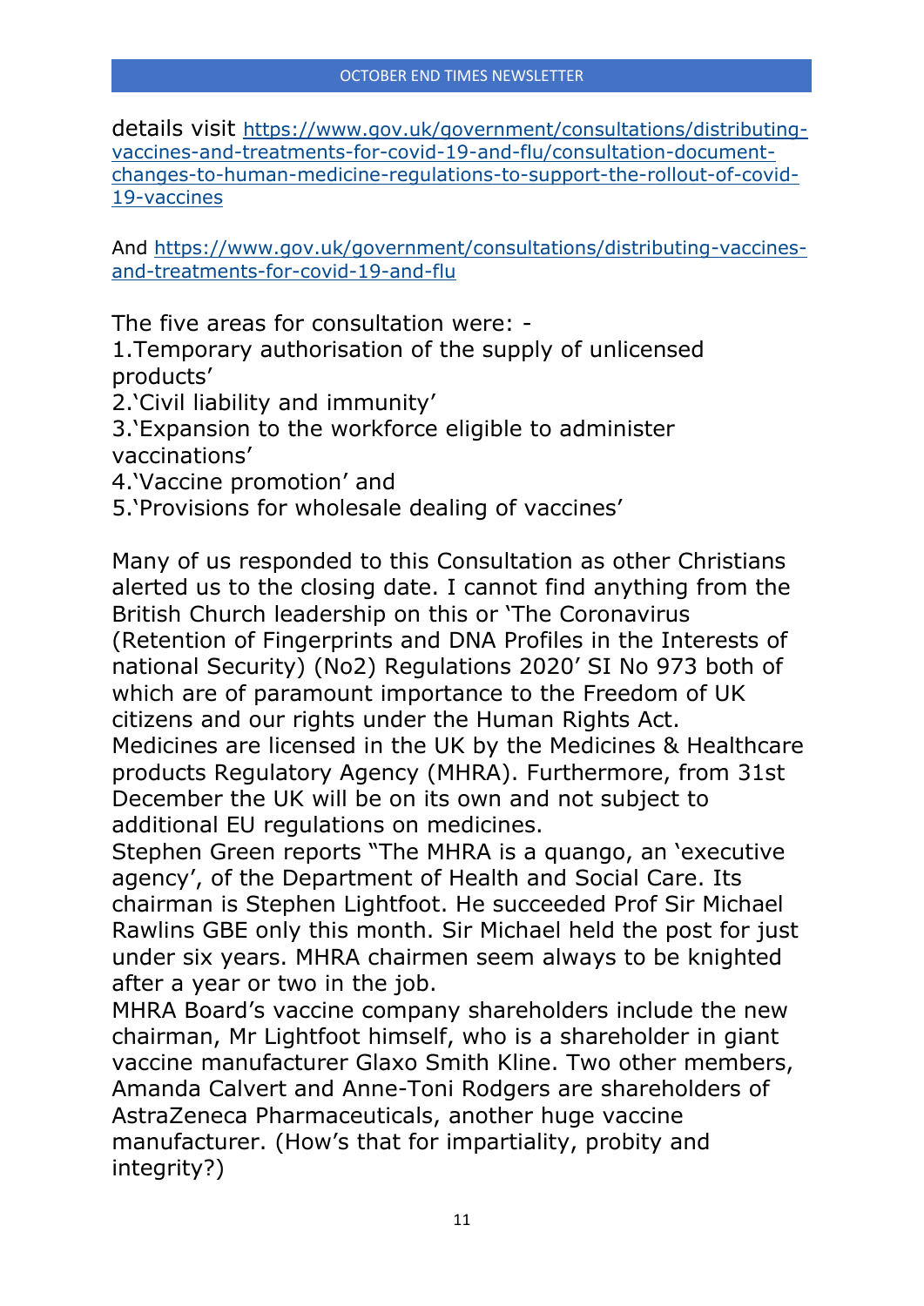details visit [https://www.gov.uk/government/consultations/distributing-vaccines-and-treatments-for-covid-19-and-flu/consultation-document-changes-to-human-medicine-regulations-to-support-the-rollout-of-covid-19-vaccines](https://www.gov.uk/government/consultations/distributing-vaccines-and-treatments-for-covid-19-and-flu/consultation-document-changes-to-human-medicine-regulations-to-support-the-rollout-of-covid-19-vaccines)

And [https://www.gov.uk/government/consultations/distributing-vaccines-and-treatments-for-covid-19-and-flu](https://www.gov.uk/government/consultations/distributing-vaccines-and-treatments-for-covid-19-and-flu)

The five areas for consultation were: -

1. Temporary authorisation of the supply of unlicensed products'
2. 'Civil liability and immunity'
3. 'Expansion to the workforce eligible to administer vaccinations'
4. 'Vaccine promotion' and
5. 'Provisions for wholesale dealing of vaccines'

Many of us responded to this Consultation as other Christians alerted us to the closing date. I cannot find anything from the British Church leadership on this or 'The Coronavirus (Retention of Fingerprints and DNA Profiles in the Interests of national Security) (No2) Regulations 2020' SI No 973 both of which are of paramount importance to the Freedom of UK citizens and our rights under the Human Rights Act.

Medicines are licensed in the UK by the Medicines & Healthcare products Regulatory Agency (MHRA). Furthermore, from 31st December the UK will be on its own and not subject to additional EU regulations on medicines.

Stephen Green reports "The MHRA is a quango, an 'executive agency', of the Department of Health and Social Care. Its chairman is Stephen Lightfoot. He succeeded Prof Sir Michael Rawlins GBE only this month. Sir Michael held the post for just under six years. MHRA chairmen seem always to be knighted after a year or two in the job.

MHRA Board's vaccine company shareholders include the new chairman, Mr Lightfoot himself, who is a shareholder in giant vaccine manufacturer Glaxo Smith Kline. Two other members, Amanda Calvert and Anne-Toni Rodgers are shareholders of AstraZeneca Pharmaceuticals, another huge vaccine manufacturer. (How's that for impartiality, probity and integrity?)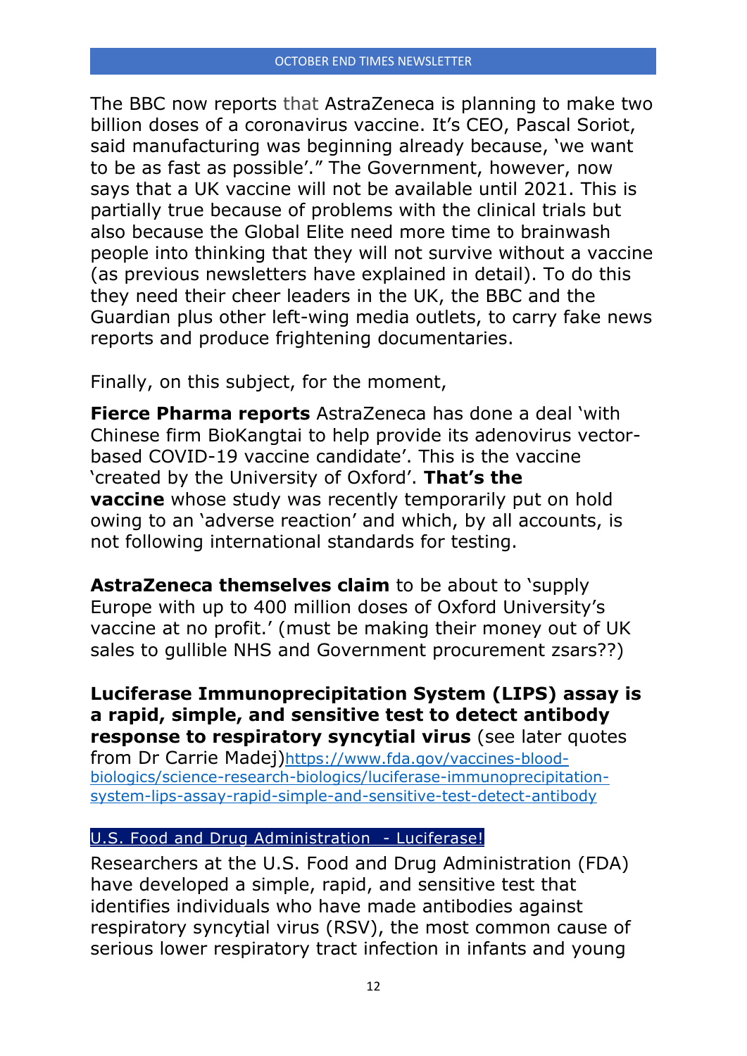The BBC now reports that AstraZeneca is planning to make two billion doses of a coronavirus vaccine. It's CEO, Pascal Soriot, said manufacturing was beginning already because, 'we want to be as fast as possible'." The Government, however, now says that a UK vaccine will not be available until 2021. This is partially true because of problems with the clinical trials but also because the Global Elite need more time to brainwash people into thinking that they will not survive without a vaccine (as previous newsletters have explained in detail). To do this they need their cheer leaders in the UK, the BBC and the Guardian plus other left-wing media outlets, to carry fake news reports and produce frightening documentaries.

Finally, on this subject, for the moment,

**Fierce Pharma reports** AstraZeneca has done a deal 'with Chinese firm BioKangtai to help provide its adenovirus vector-based COVID-19 vaccine candidate'. This is the vaccine 'created by the University of Oxford'. **That's the vaccine** whose study was recently temporarily put on hold owing to an 'adverse reaction' and which, by all accounts, is not following international standards for testing.

**AstraZeneca themselves claim** to be about to 'supply Europe with up to 400 million doses of Oxford University's vaccine at no profit.' (must be making their money out of UK sales to gullible NHS and Government procurement zsars??)

**Luciferase Immunoprecipitation System (LIPS) assay is a rapid, simple, and sensitive test to detect antibody response to respiratory syncytial virus** (see later quotes from Dr Carrie Madej)https://www.fda.gov/vaccines-blood-biologics/science-research-biologics/luciferase-immunoprecipitation-system-lips-assay-rapid-simple-and-sensitive-test-detect-antibody

U.S. Food and Drug Administration - Luciferase!

Researchers at the U.S. Food and Drug Administration (FDA) have developed a simple, rapid, and sensitive test that identifies individuals who have made antibodies against respiratory syncytial virus (RSV), the most common cause of serious lower respiratory tract infection in infants and young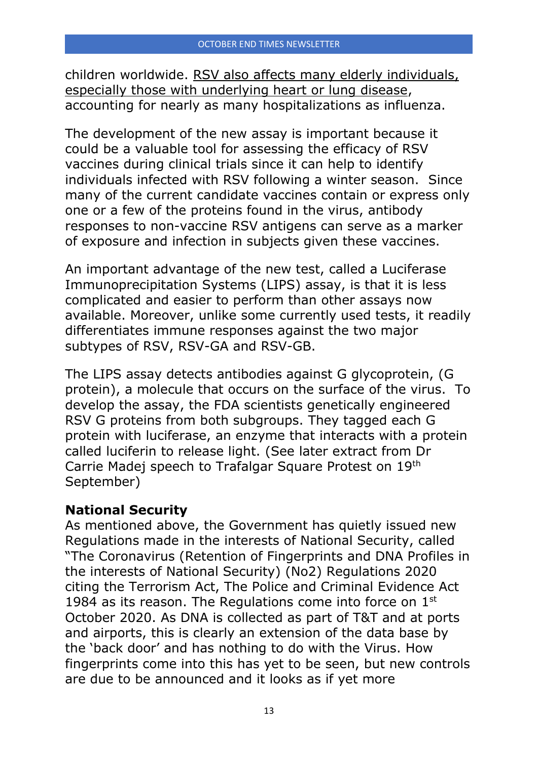children worldwide. RSV also affects many elderly individuals, especially those with underlying heart or lung disease, accounting for nearly as many hospitalizations as influenza.

The development of the new assay is important because it could be a valuable tool for assessing the efficacy of RSV vaccines during clinical trials since it can help to identify individuals infected with RSV following a winter season. Since many of the current candidate vaccines contain or express only one or a few of the proteins found in the virus, antibody responses to non-vaccine RSV antigens can serve as a marker of exposure and infection in subjects given these vaccines.

An important advantage of the new test, called a Luciferase Immunoprecipitation Systems (LIPS) assay, is that it is less complicated and easier to perform than other assays now available. Moreover, unlike some currently used tests, it readily differentiates immune responses against the two major subtypes of RSV, RSV-GA and RSV-GB.

The LIPS assay detects antibodies against G glycoprotein, (G protein), a molecule that occurs on the surface of the virus. To develop the assay, the FDA scientists genetically engineered RSV G proteins from both subgroups. They tagged each G protein with luciferase, an enzyme that interacts with a protein called luciferin to release light. (See later extract from Dr Carrie Madej speech to Trafalgar Square Protest on 19th September)

**National Security**

As mentioned above, the Government has quietly issued new Regulations made in the interests of National Security, called "The Coronavirus (Retention of Fingerprints and DNA Profiles in the interests of National Security) (No2) Regulations 2020 citing the Terrorism Act, The Police and Criminal Evidence Act 1984 as its reason. The Regulations come into force on 1st October 2020. As DNA is collected as part of T&T and at ports and airports, this is clearly an extension of the data base by the 'back door' and has nothing to do with the Virus. How fingerprints come into this has yet to be seen, but new controls are due to be announced and it looks as if yet more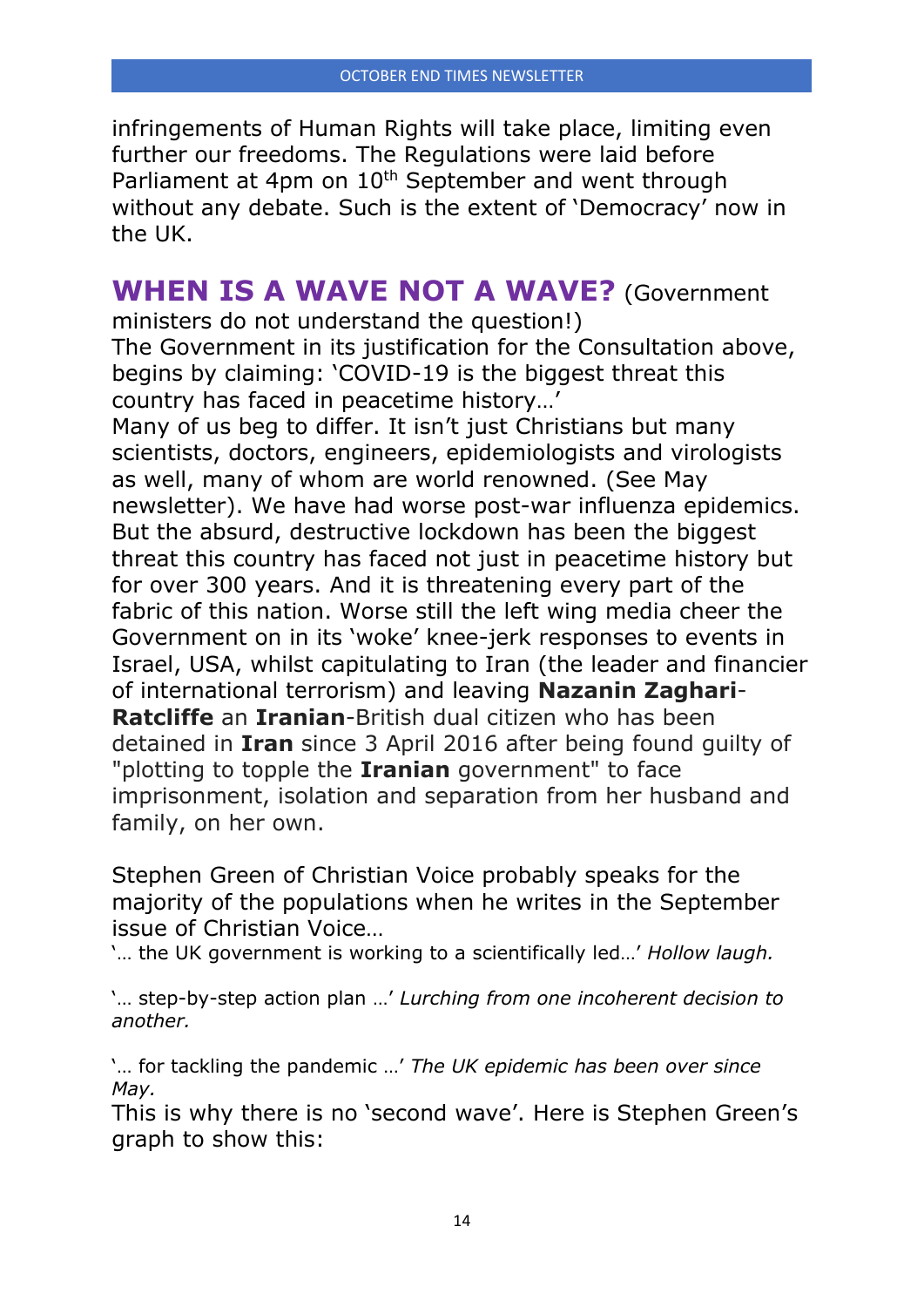infringements of Human Rights will take place, limiting even further our freedoms. The Regulations were laid before Parliament at 4pm on 10th September and went through without any debate. Such is the extent of 'Democracy' now in the UK.

## WHEN IS A WAVE NOT A WAVE? (Government ministers do not understand the question!)

The Government in its justification for the Consultation above, begins by claiming: 'COVID-19 is the biggest threat this country has faced in peacetime history…'

Many of us beg to differ. It isn't just Christians but many scientists, doctors, engineers, epidemiologists and virologists as well, many of whom are world renowned. (See May newsletter). We have had worse post-war influenza epidemics. But the absurd, destructive lockdown has been the biggest threat this country has faced not just in peacetime history but for over 300 years. And it is threatening every part of the fabric of this nation. Worse still the left wing media cheer the Government on in its 'woke' knee-jerk responses to events in Israel, USA, whilst capitulating to Iran (the leader and financier of international terrorism) and leaving **Nazanin Zaghari-Ratcliffe** an **Iranian**-British dual citizen who has been detained in **Iran** since 3 April 2016 after being found guilty of "plotting to topple the **Iranian** government" to face imprisonment, isolation and separation from her husband and family, on her own.

Stephen Green of Christian Voice probably speaks for the majority of the populations when he writes in the September issue of Christian Voice…

'… the UK government is working to a scientifically led…' *Hollow laugh.*

'… step-by-step action plan …' *Lurching from one incoherent decision to another.*

'… for tackling the pandemic …' *The UK epidemic has been over since May.*

This is why there is no 'second wave'. Here is Stephen Green's graph to show this: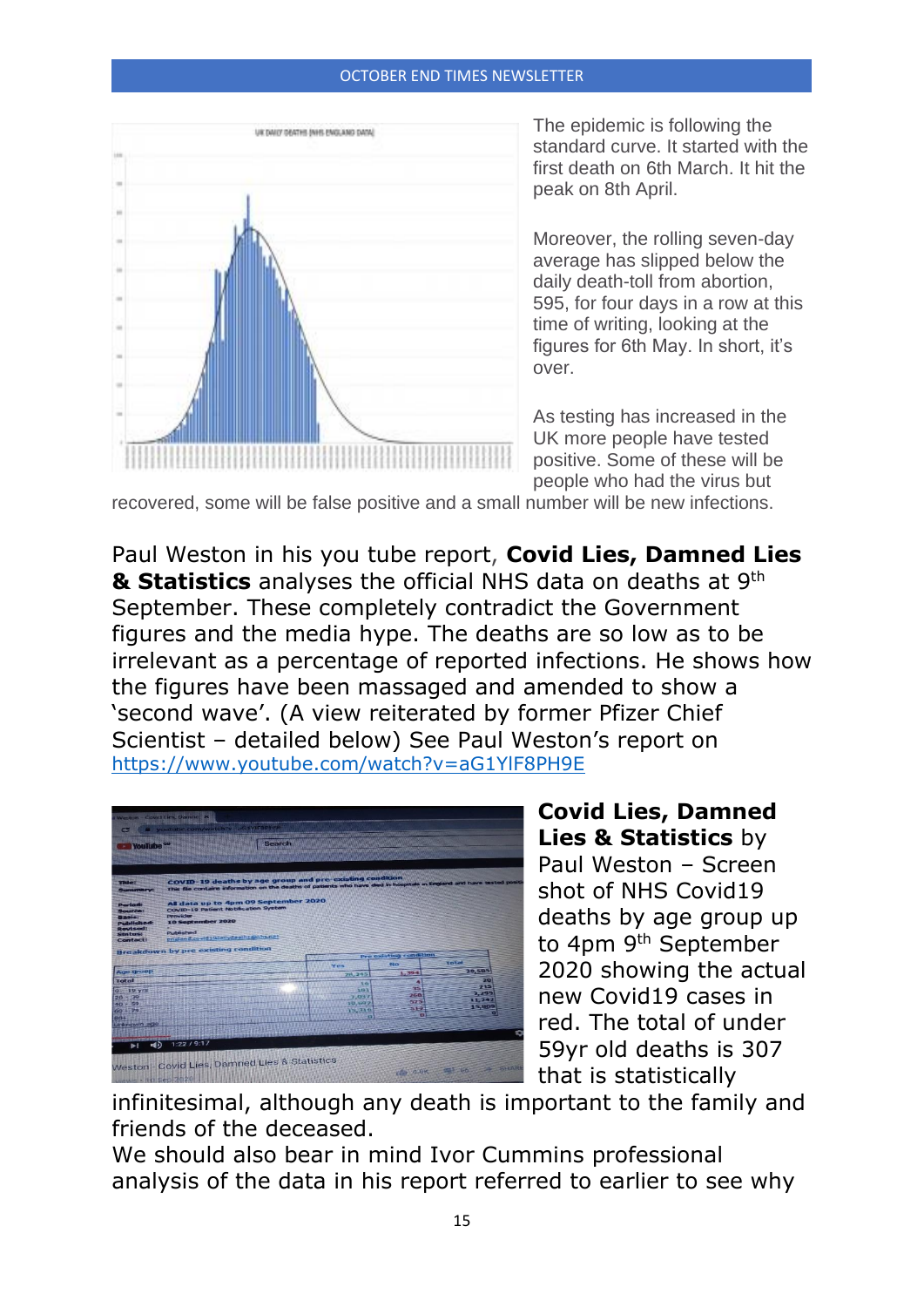The epidemic is following the standard curve. It started with the first death on 6th March. It hit the peak on 8th April.

Moreover, the rolling seven-day average has slipped below the daily death-toll from abortion, 595, for four days in a row at this time of writing, looking at the figures for 6th May. In short, it's over.

As testing has increased in the UK more people have tested positive. Some of these will be people who had the virus but recovered, some will be false positive and a small number will be new infections.

Paul Weston in his you tube report, **Covid Lies, Damned Lies & Statistics** analyses the official NHS data on deaths at 9th September. These completely contradict the Government figures and the media hype. The deaths are so low as to be irrelevant as a percentage of reported infections. He shows how the figures have been massaged and amended to show a 'second wave'. (A view reiterated by former Pfizer Chief Scientist – detailed below) See Paul Weston's report on https://www.youtube.com/watch?v=aG1YlF8PH9E

**Covid Lies, Damned Lies & Statistics** by Paul Weston – Screen shot of NHS Covid19 deaths by age group up to 4pm 9th September 2020 showing the actual new Covid19 cases in red. The total of under 59yr old deaths is 307 that is statistically infinitesimal, although any death is important to the family and friends of the deceased.

We should also bear in mind Ivor Cummins professional analysis of the data in his report referred to earlier to see why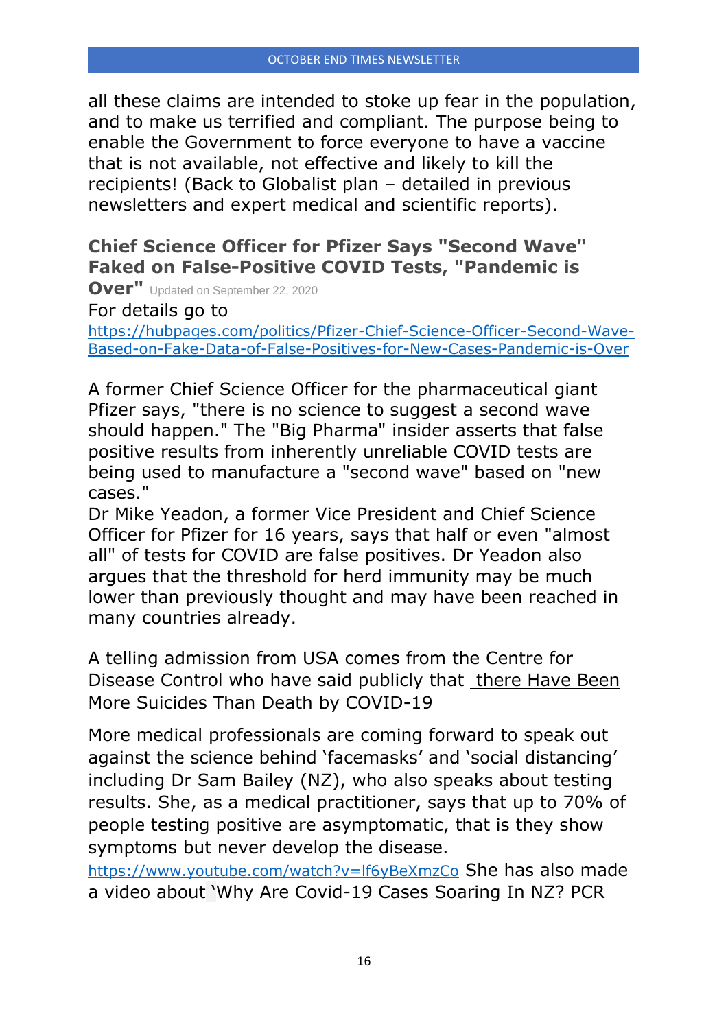all these claims are intended to stoke up fear in the population, and to make us terrified and compliant. The purpose being to enable the Government to force everyone to have a vaccine that is not available, not effective and likely to kill the recipients! (Back to Globalist plan – detailed in previous newsletters and expert medical and scientific reports).

**Chief Science Officer for Pfizer Says "Second Wave" Faked on False-Positive COVID Tests, "Pandemic is Over"** Updated on September 22, 2020

For details go to
[https://hubpages.com/politics/Pfizer-Chief-Science-Officer-Second-Wave-Based-on-Fake-Data-of-False-Positives-for-New-Cases-Pandemic-is-Over](https://hubpages.com/politics/Pfizer-Chief-Science-Officer-Second-Wave-Based-on-Fake-Data-of-False-Positives-for-New-Cases-Pandemic-is-Over)

A former Chief Science Officer for the pharmaceutical giant Pfizer says, "there is no science to suggest a second wave should happen." The "Big Pharma" insider asserts that false positive results from inherently unreliable COVID tests are being used to manufacture a "second wave" based on "new cases."
Dr Mike Yeadon, a former Vice President and Chief Science Officer for Pfizer for 16 years, says that half or even "almost all" of tests for COVID are false positives. Dr Yeadon also argues that the threshold for herd immunity may be much lower than previously thought and may have been reached in many countries already.

A telling admission from USA comes from the Centre for Disease Control who have said publicly that there Have Been More Suicides Than Death by COVID-19

More medical professionals are coming forward to speak out against the science behind 'facemasks' and 'social distancing' including Dr Sam Bailey (NZ), who also speaks about testing results. She, as a medical practitioner, says that up to 70% of people testing positive are asymptomatic, that is they show symptoms but never develop the disease.
[https://www.youtube.com/watch?v=lf6yBeXmzCo](https://www.youtube.com/watch?v=lf6yBeXmzCo) She has also made a video about 'Why Are Covid-19 Cases Soaring In NZ? PCR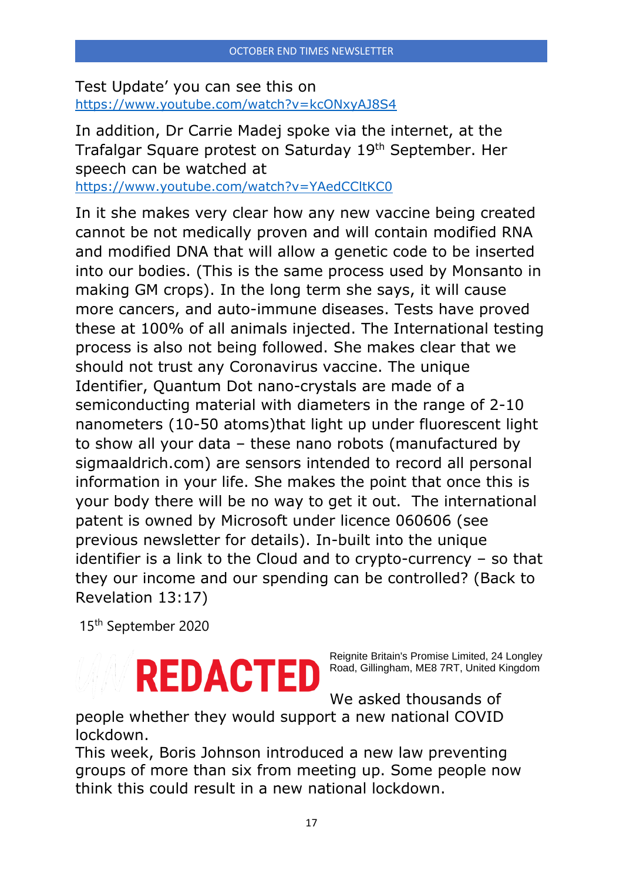Test Update' you can see this on https://www.youtube.com/watch?v=kcONxyAJ8S4

In addition, Dr Carrie Madej spoke via the internet, at the Trafalgar Square protest on Saturday 19th September. Her speech can be watched at https://www.youtube.com/watch?v=YAedCCltKC0

In it she makes very clear how any new vaccine being created cannot be not medically proven and will contain modified RNA and modified DNA that will allow a genetic code to be inserted into our bodies. (This is the same process used by Monsanto in making GM crops). In the long term she says, it will cause more cancers, and auto-immune diseases. Tests have proved these at 100% of all animals injected. The International testing process is also not being followed. She makes clear that we should not trust any Coronavirus vaccine. The unique Identifier, Quantum Dot nano-crystals are made of a semiconducting material with diameters in the range of 2-10 nanometers (10-50 atoms)that light up under fluorescent light to show all your data – these nano robots (manufactured by sigmaaldrich.com) are sensors intended to record all personal information in your life. She makes the point that once this is your body there will be no way to get it out. The international patent is owned by Microsoft under licence 060606 (see previous newsletter for details). In-built into the unique identifier is a link to the Cloud and to crypto-currency – so that they our income and our spending can be controlled? (Back to Revelation 13:17)

15th September 2020

**REDACTED**

Reignite Britain's Promise Limited, 24 Longley Road, Gillingham, ME8 7RT, United Kingdom

We asked thousands of people whether they would support a new national COVID lockdown.

This week, Boris Johnson introduced a new law preventing groups of more than six from meeting up. Some people now think this could result in a new national lockdown.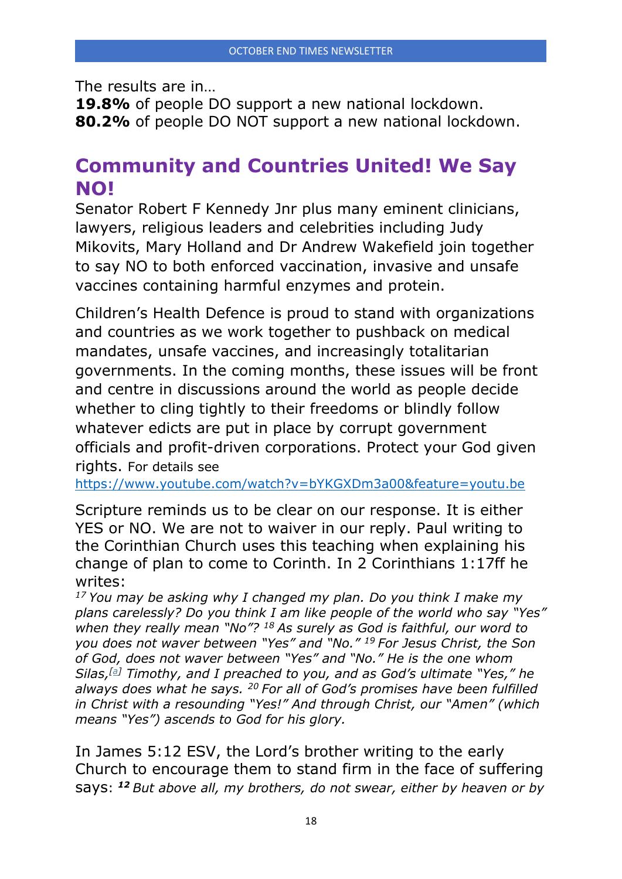The results are in…
**19.8%** of people DO support a new national lockdown.
**80.2%** of people DO NOT support a new national lockdown.

## Community and Countries United! We Say NO!

Senator Robert F Kennedy Jnr plus many eminent clinicians, lawyers, religious leaders and celebrities including Judy Mikovits, Mary Holland and Dr Andrew Wakefield join together to say NO to both enforced vaccination, invasive and unsafe vaccines containing harmful enzymes and protein.

Children's Health Defence is proud to stand with organizations and countries as we work together to pushback on medical mandates, unsafe vaccines, and increasingly totalitarian governments. In the coming months, these issues will be front and centre in discussions around the world as people decide whether to cling tightly to their freedoms or blindly follow whatever edicts are put in place by corrupt government officials and profit-driven corporations. Protect your God given rights. For details see https://www.youtube.com/watch?v=bYKGXDm3a00&feature=youtu.be

Scripture reminds us to be clear on our response. It is either YES or NO. We are not to waiver in our reply. Paul writing to the Corinthian Church uses this teaching when explaining his change of plan to come to Corinth. In 2 Corinthians 1:17ff he writes:
*[17] You may be asking why I changed my plan. Do you think I make my plans carelessly? Do you think I am like people of the world who say "Yes" when they really mean "No"? [18] As surely as God is faithful, our word to you does not waver between "Yes" and "No." [19] For Jesus Christ, the Son of God, does not waver between "Yes" and "No." He is the one whom Silas,[a] Timothy, and I preached to you, and as God's ultimate "Yes," he always does what he says. [20] For all of God's promises have been fulfilled in Christ with a resounding "Yes!" And through Christ, our "Amen" (which means "Yes") ascends to God for his glory.*

In James 5:12 ESV, the Lord's brother writing to the early Church to encourage them to stand firm in the face of suffering says: ***[12]*** *But above all, my brothers, do not swear, either by heaven or by*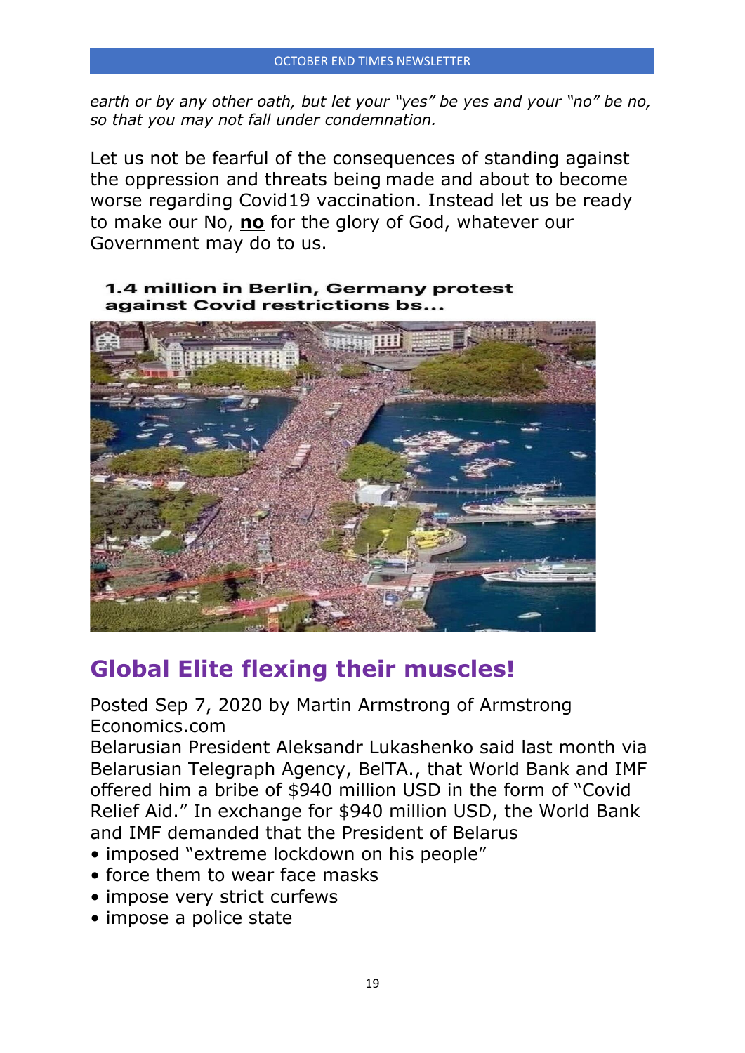*earth or by any other oath, but let your "yes" be yes and your "no" be no, so that you may not fall under condemnation.*

Let us not be fearful of the consequences of standing against the oppression and threats being made and about to become worse regarding Covid19 vaccination. Instead let us be ready to make our No, **no** for the glory of God, whatever our Government may do to us.

**1.4 million in Berlin, Germany protest against Covid restrictions bs...**

## Global Elite flexing their muscles!

Posted Sep 7, 2020 by Martin Armstrong of Armstrong Economics.com

Belarusian President Aleksandr Lukashenko said last month via Belarusian Telegraph Agency, BelTA., that World Bank and IMF offered him a bribe of $940 million USD in the form of "Covid Relief Aid." In exchange for $940 million USD, the World Bank and IMF demanded that the President of Belarus

- imposed "extreme lockdown on his people"
- force them to wear face masks
- impose very strict curfews
- impose a police state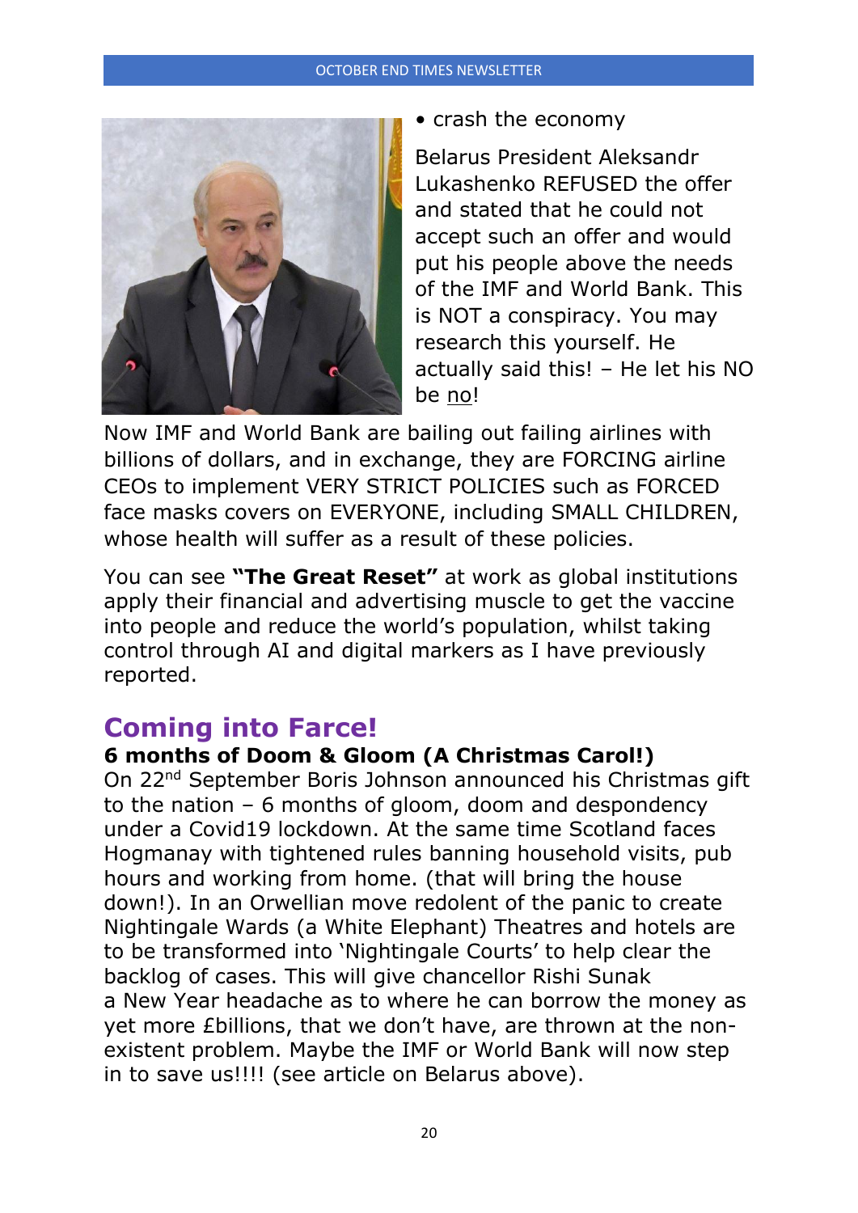- crash the economy

Belarus President Aleksandr Lukashenko REFUSED the offer and stated that he could not accept such an offer and would put his people above the needs of the IMF and World Bank. This is NOT a conspiracy. You may research this yourself. He actually said this! – He let his NO be no!

Now IMF and World Bank are bailing out failing airlines with billions of dollars, and in exchange, they are FORCING airline CEOs to implement VERY STRICT POLICIES such as FORCED face masks covers on EVERYONE, including SMALL CHILDREN, whose health will suffer as a result of these policies.

You can see **"The Great Reset"** at work as global institutions apply their financial and advertising muscle to get the vaccine into people and reduce the world's population, whilst taking control through AI and digital markers as I have previously reported.

## Coming into Farce!

**6 months of Doom & Gloom (A Christmas Carol!)**

On 22nd September Boris Johnson announced his Christmas gift to the nation – 6 months of gloom, doom and despondency under a Covid19 lockdown. At the same time Scotland faces Hogmanay with tightened rules banning household visits, pub hours and working from home. (that will bring the house down!). In an Orwellian move redolent of the panic to create Nightingale Wards (a White Elephant) Theatres and hotels are to be transformed into 'Nightingale Courts' to help clear the backlog of cases. This will give chancellor Rishi Sunak a New Year headache as to where he can borrow the money as yet more £billions, that we don't have, are thrown at the non-existent problem. Maybe the IMF or World Bank will now step in to save us!!!! (see article on Belarus above).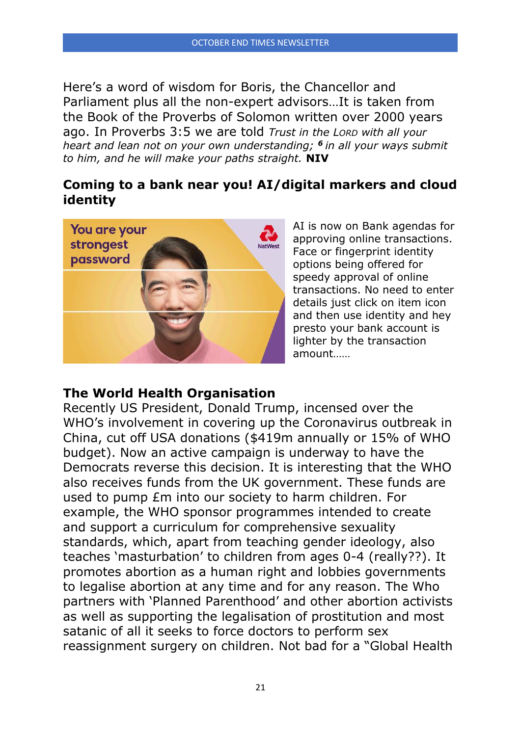Here's a word of wisdom for Boris, the Chancellor and Parliament plus all the non-expert advisors…It is taken from the Book of the Proverbs of Solomon written over 2000 years ago. In Proverbs 3:5 we are told *Trust in the LORD with all your heart and lean not on your own understanding; **6** in all your ways submit to him, and he will make your paths straight.* **NIV**

## Coming to a bank near you! AI/digital markers and cloud identity

AI is now on Bank agendas for approving online transactions. Face or fingerprint identity options being offered for speedy approval of online transactions. No need to enter details just click on item icon and then use identity and hey presto your bank account is lighter by the transaction amount……

## The World Health Organisation

Recently US President, Donald Trump, incensed over the WHO's involvement in covering up the Coronavirus outbreak in China, cut off USA donations ($419m annually or 15% of WHO budget). Now an active campaign is underway to have the Democrats reverse this decision. It is interesting that the WHO also receives funds from the UK government. These funds are used to pump £m into our society to harm children. For example, the WHO sponsor programmes intended to create and support a curriculum for comprehensive sexuality standards, which, apart from teaching gender ideology, also teaches 'masturbation' to children from ages 0-4 (really??). It promotes abortion as a human right and lobbies governments to legalise abortion at any time and for any reason. The Who partners with 'Planned Parenthood' and other abortion activists as well as supporting the legalisation of prostitution and most satanic of all it seeks to force doctors to perform sex reassignment surgery on children. Not bad for a "Global Health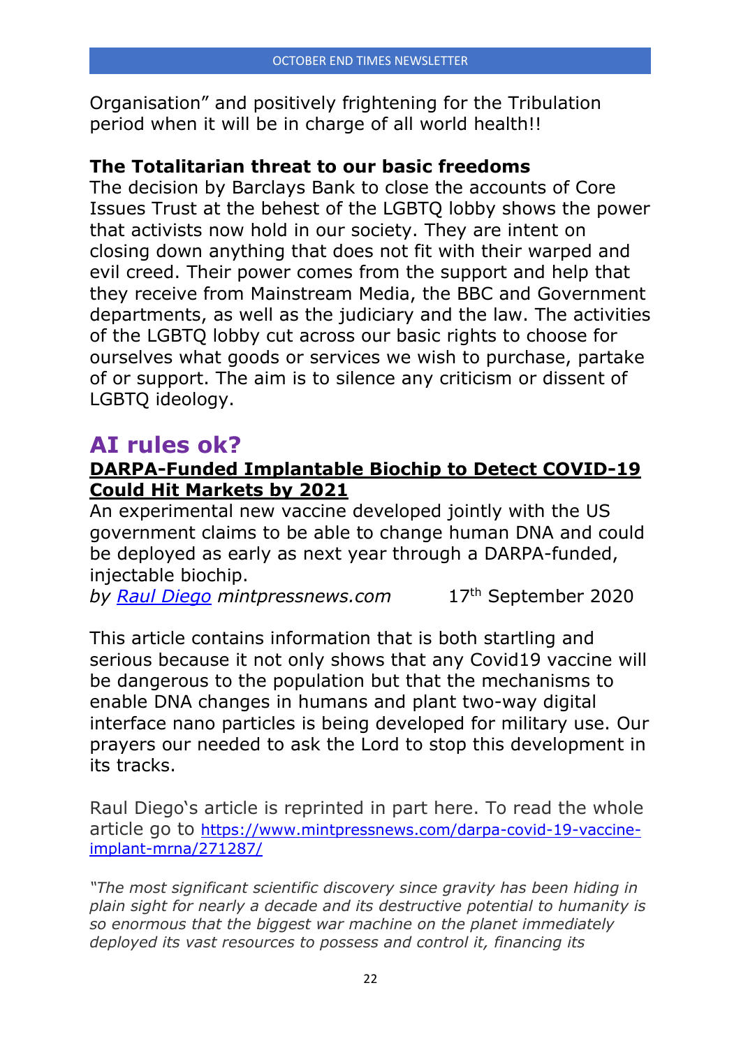Organisation" and positively frightening for the Tribulation period when it will be in charge of all world health!!

### The Totalitarian threat to our basic freedoms

The decision by Barclays Bank to close the accounts of Core Issues Trust at the behest of the LGBTQ lobby shows the power that activists now hold in our society. They are intent on closing down anything that does not fit with their warped and evil creed. Their power comes from the support and help that they receive from Mainstream Media, the BBC and Government departments, as well as the judiciary and the law. The activities of the LGBTQ lobby cut across our basic rights to choose for ourselves what goods or services we wish to purchase, partake of or support. The aim is to silence any criticism or dissent of LGBTQ ideology.

## AI rules ok?

### DARPA-Funded Implantable Biochip to Detect COVID-19 Could Hit Markets by 2021

An experimental new vaccine developed jointly with the US government claims to be able to change human DNA and could be deployed as early as next year through a DARPA-funded, injectable biochip.

*by* *Raul Diego* *mintpressnews.com* 17th September 2020

This article contains information that is both startling and serious because it not only shows that any Covid19 vaccine will be dangerous to the population but that the mechanisms to enable DNA changes in humans and plant two-way digital interface nano particles is being developed for military use. Our prayers our needed to ask the Lord to stop this development in its tracks.

Raul Diego's article is reprinted in part here. To read the whole article go to https://www.mintpressnews.com/darpa-covid-19-vaccine-implant-mrna/271287/

*"The most significant scientific discovery since gravity has been hiding in plain sight for nearly a decade and its destructive potential to humanity is so enormous that the biggest war machine on the planet immediately deployed its vast resources to possess and control it, financing its*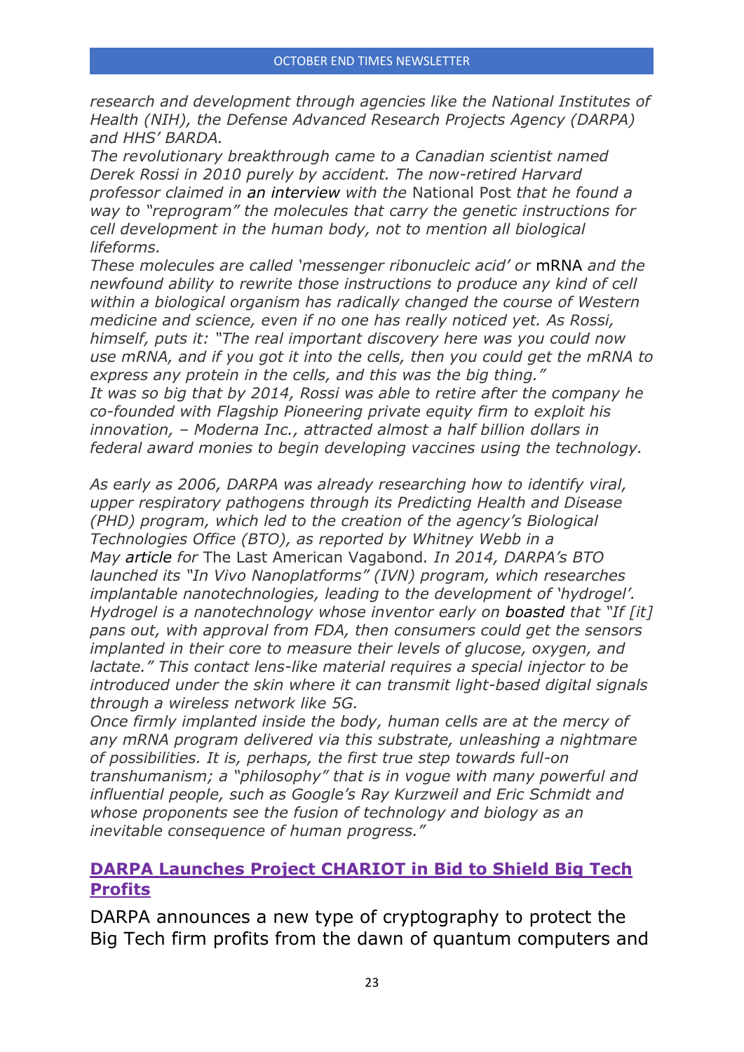*research and development through agencies like the National Institutes of Health (NIH), the Defense Advanced Research Projects Agency (DARPA) and HHS' BARDA.*
*The revolutionary breakthrough came to a Canadian scientist named Derek Rossi in 2010 purely by accident. The now-retired Harvard professor claimed in an interview with the* National Post *that he found a way to "reprogram" the molecules that carry the genetic instructions for cell development in the human body, not to mention all biological lifeforms.*
*These molecules are called 'messenger ribonucleic acid' or* mRNA *and the newfound ability to rewrite those instructions to produce any kind of cell within a biological organism has radically changed the course of Western medicine and science, even if no one has really noticed yet. As Rossi, himself, puts it: "The real important discovery here was you could now use mRNA, and if you got it into the cells, then you could get the mRNA to express any protein in the cells, and this was the big thing."*
*It was so big that by 2014, Rossi was able to retire after the company he co-founded with Flagship Pioneering private equity firm to exploit his innovation, – Moderna Inc., attracted almost a half billion dollars in federal award monies to begin developing vaccines using the technology.*

*As early as 2006, DARPA was already researching how to identify viral, upper respiratory pathogens through its Predicting Health and Disease (PHD) program, which led to the creation of the agency's Biological Technologies Office (BTO), as reported by Whitney Webb in a May article for* The Last American Vagabond*. In 2014, DARPA's BTO launched its "In Vivo Nanoplatforms" (IVN) program, which researches implantable nanotechnologies, leading to the development of 'hydrogel'. Hydrogel is a nanotechnology whose inventor early on boasted that "If [it] pans out, with approval from FDA, then consumers could get the sensors implanted in their core to measure their levels of glucose, oxygen, and lactate." This contact lens-like material requires a special injector to be introduced under the skin where it can transmit light-based digital signals through a wireless network like 5G.*
*Once firmly implanted inside the body, human cells are at the mercy of any mRNA program delivered via this substrate, unleashing a nightmare of possibilities. It is, perhaps, the first true step towards full-on transhumanism; a "philosophy" that is in vogue with many powerful and influential people, such as Google's Ray Kurzweil and Eric Schmidt and whose proponents see the fusion of technology and biology as an inevitable consequence of human progress."*

## DARPA Launches Project CHARIOT in Bid to Shield Big Tech Profits

DARPA announces a new type of cryptography to protect the Big Tech firm profits from the dawn of quantum computers and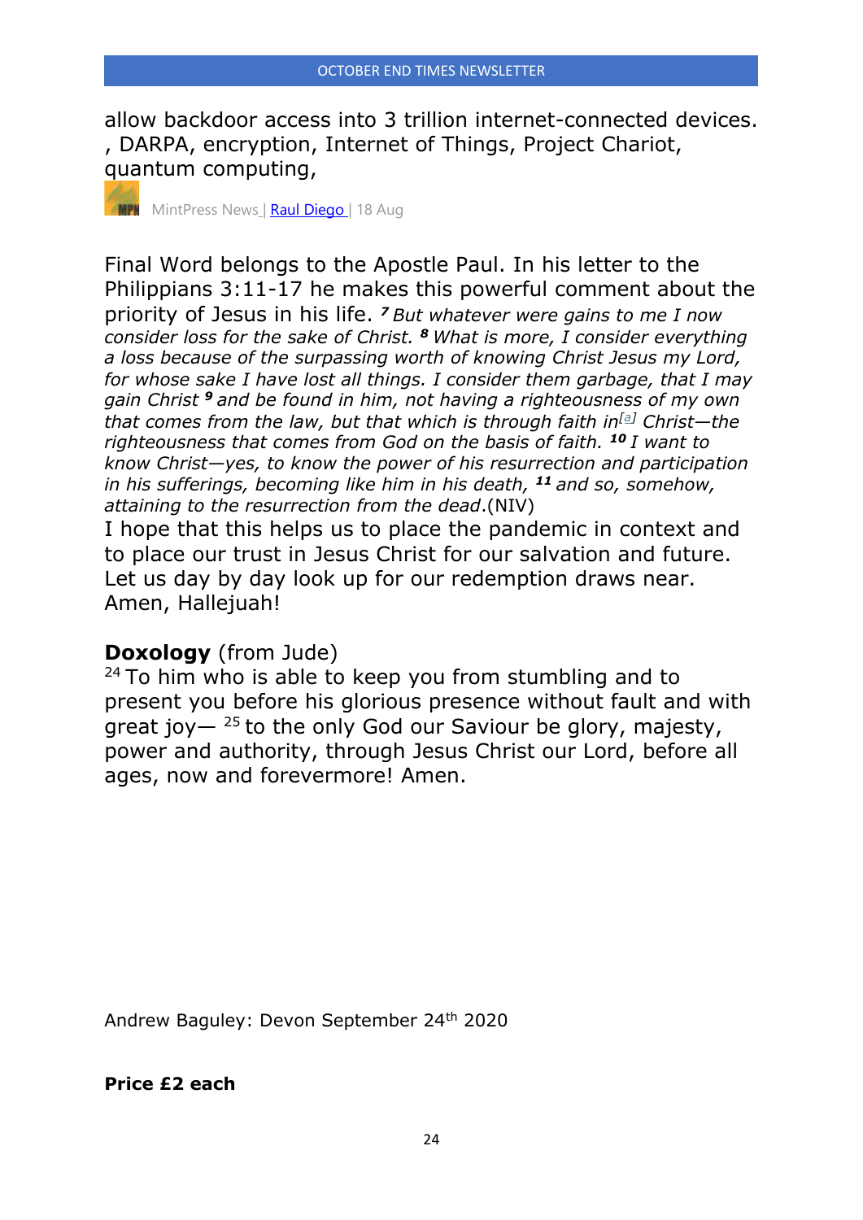allow backdoor access into 3 trillion internet-connected devices. , DARPA, encryption, Internet of Things, Project Chariot, quantum computing,

MintPress News | Raul Diego | 18 Aug

Final Word belongs to the Apostle Paul. In his letter to the Philippians 3:11-17 he makes this powerful comment about the priority of Jesus in his life. ***7*** *But whatever were gains to me I now consider loss for the sake of Christ.* ***8*** *What is more, I consider everything a loss because of the surpassing worth of knowing Christ Jesus my Lord, for whose sake I have lost all things. I consider them garbage, that I may gain Christ* ***9*** *and be found in him, not having a righteousness of my own that comes from the law, but that which is through faith in*[a] *Christ—the righteousness that comes from God on the basis of faith.* ***10*** *I want to know Christ—yes, to know the power of his resurrection and participation in his sufferings, becoming like him in his death,* ***11*** *and so, somehow, attaining to the resurrection from the dead*.(NIV)
I hope that this helps us to place the pandemic in context and to place our trust in Jesus Christ for our salvation and future. Let us day by day look up for our redemption draws near. Amen, Hallejuah!

**Doxology** (from Jude)
24 To him who is able to keep you from stumbling and to present you before his glorious presence without fault and with great joy— 25 to the only God our Saviour be glory, majesty, power and authority, through Jesus Christ our Lord, before all ages, now and forevermore! Amen.

Andrew Baguley: Devon September 24th 2020

**Price £2 each**